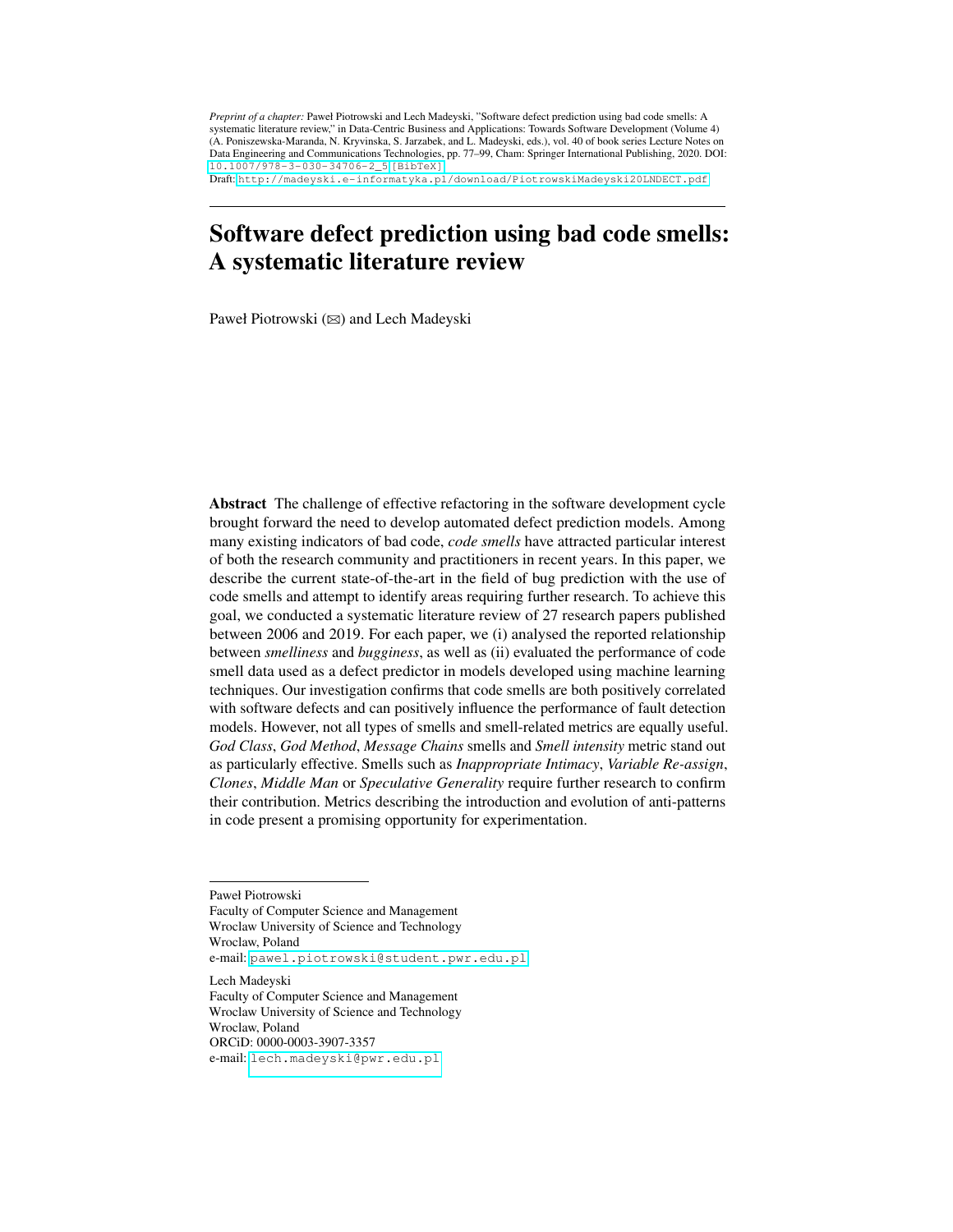*Preprint of a chapter:* Paweł Piotrowski and Lech Madeyski, "Software defect prediction using bad code smells: A systematic literature review," in Data-Centric Business and Applications: Towards Software Development (Volume 4) (A. Poniszewska-Maranda, N. Kryvinska, S. Jarzabek, and L. Madeyski, eds.), vol. 40 of book series Lecture Notes on Data Engineering and Communications Technologies, pp. 77–99, Cham: Springer International Publishing, 2020. DOI: 10.1007/978-3-030-34706-2_5 [BibTeX]
Draft: http://madeyski.e-informatyka.pl/download/PiotrowskiMadeyski20LNDECT.pdf

# Software defect prediction using bad code smells: A systematic literature review

Paweł Piotrowski (✉) and Lech Madeyski

**Abstract** The challenge of effective refactoring in the software development cycle brought forward the need to develop automated defect prediction models. Among many existing indicators of bad code, *code smells* have attracted particular interest of both the research community and practitioners in recent years. In this paper, we describe the current state-of-the-art in the field of bug prediction with the use of code smells and attempt to identify areas requiring further research. To achieve this goal, we conducted a systematic literature review of 27 research papers published between 2006 and 2019. For each paper, we (i) analysed the reported relationship between *smelliness* and *bugginess*, as well as (ii) evaluated the performance of code smell data used as a defect predictor in models developed using machine learning techniques. Our investigation confirms that code smells are both positively correlated with software defects and can positively influence the performance of fault detection models. However, not all types of smells and smell-related metrics are equally useful. *God Class*, *God Method*, *Message Chains* smells and *Smell intensity* metric stand out as particularly effective. Smells such as *Inappropriate Intimacy*, *Variable Re-assign*, *Clones*, *Middle Man* or *Speculative Generality* require further research to confirm their contribution. Metrics describing the introduction and evolution of anti-patterns in code present a promising opportunity for experimentation.

---

Paweł Piotrowski
Faculty of Computer Science and Management
Wroclaw University of Science and Technology
Wroclaw, Poland
e-mail: pawel.piotrowski@student.pwr.edu.pl

Lech Madeyski
Faculty of Computer Science and Management
Wroclaw University of Science and Technology
Wroclaw, Poland
ORCiD: 0000-0003-3907-3357
e-mail: lech.madeyski@pwr.edu.pl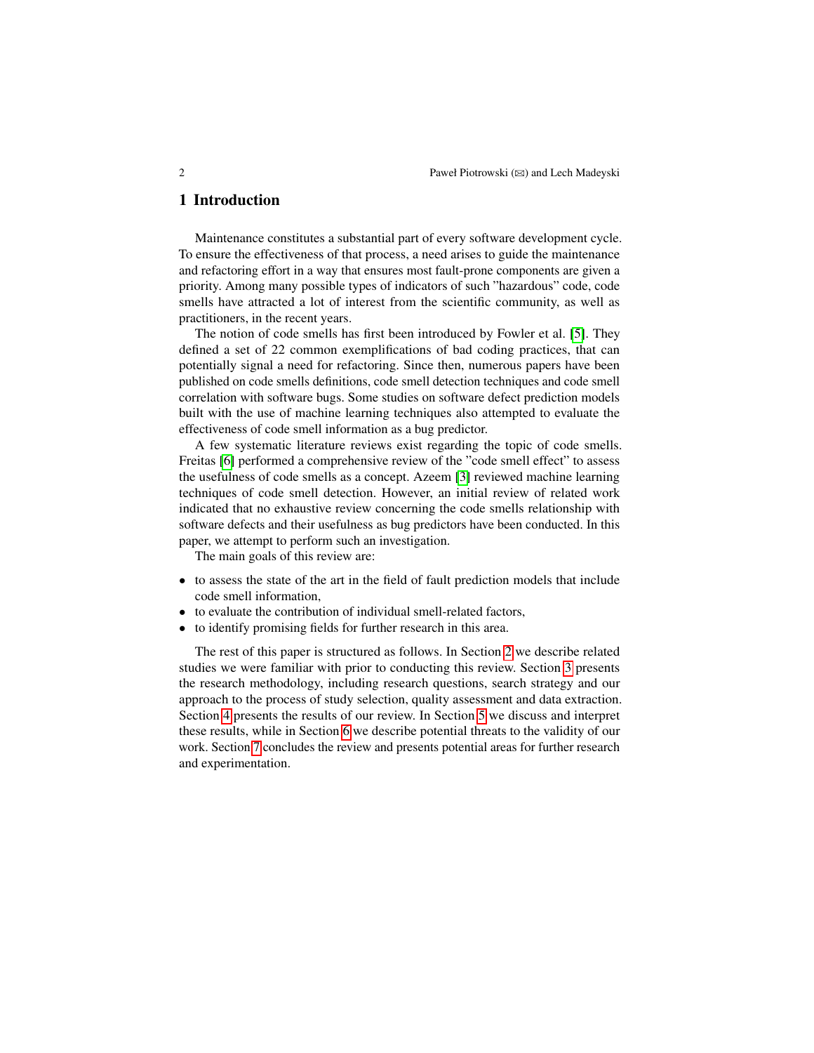# 1 Introduction

Maintenance constitutes a substantial part of every software development cycle. To ensure the effectiveness of that process, a need arises to guide the maintenance and refactoring effort in a way that ensures most fault-prone components are given a priority. Among many possible types of indicators of such "hazardous" code, code smells have attracted a lot of interest from the scientific community, as well as practitioners, in the recent years.

The notion of code smells has first been introduced by Fowler et al. [5]. They defined a set of 22 common exemplifications of bad coding practices, that can potentially signal a need for refactoring. Since then, numerous papers have been published on code smells definitions, code smell detection techniques and code smell correlation with software bugs. Some studies on software defect prediction models built with the use of machine learning techniques also attempted to evaluate the effectiveness of code smell information as a bug predictor.

A few systematic literature reviews exist regarding the topic of code smells. Freitas [6] performed a comprehensive review of the "code smell effect" to assess the usefulness of code smells as a concept. Azeem [3] reviewed machine learning techniques of code smell detection. However, an initial review of related work indicated that no exhaustive review concerning the code smells relationship with software defects and their usefulness as bug predictors have been conducted. In this paper, we attempt to perform such an investigation.

The main goals of this review are:

- to assess the state of the art in the field of fault prediction models that include code smell information,
- to evaluate the contribution of individual smell-related factors,
- to identify promising fields for further research in this area.

The rest of this paper is structured as follows. In Section 2 we describe related studies we were familiar with prior to conducting this review. Section 3 presents the research methodology, including research questions, search strategy and our approach to the process of study selection, quality assessment and data extraction. Section 4 presents the results of our review. In Section 5 we discuss and interpret these results, while in Section 6 we describe potential threats to the validity of our work. Section 7 concludes the review and presents potential areas for further research and experimentation.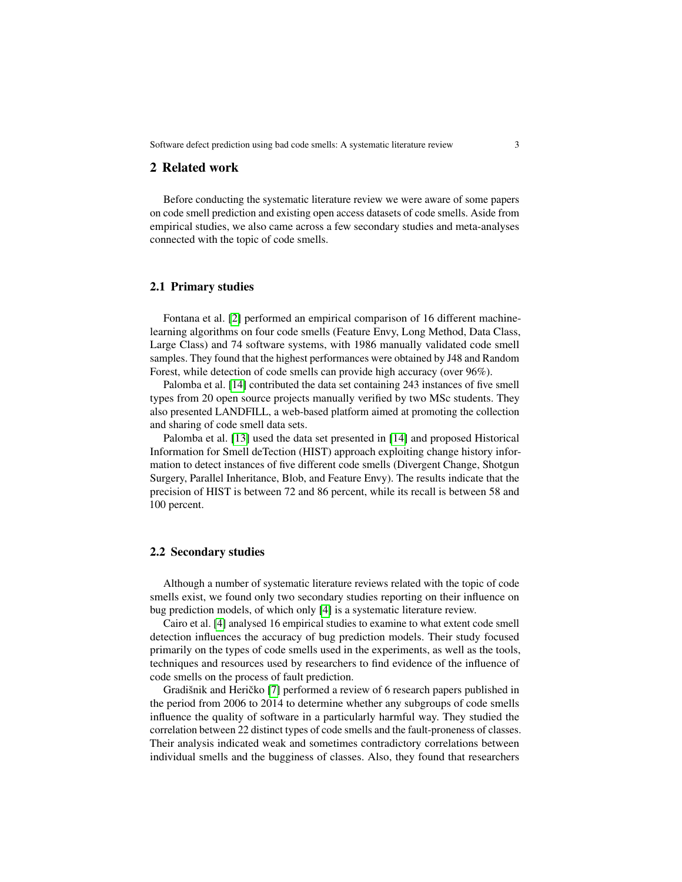## 2 Related work

Before conducting the systematic literature review we were aware of some papers on code smell prediction and existing open access datasets of code smells. Aside from empirical studies, we also came across a few secondary studies and meta-analyses connected with the topic of code smells.

### 2.1 Primary studies

Fontana et al. [2] performed an empirical comparison of 16 different machine-learning algorithms on four code smells (Feature Envy, Long Method, Data Class, Large Class) and 74 software systems, with 1986 manually validated code smell samples. They found that the highest performances were obtained by J48 and Random Forest, while detection of code smells can provide high accuracy (over 96%).

Palomba et al. [14] contributed the data set containing 243 instances of five smell types from 20 open source projects manually verified by two MSc students. They also presented LANDFILL, a web-based platform aimed at promoting the collection and sharing of code smell data sets.

Palomba et al. [13] used the data set presented in [14] and proposed Historical Information for Smell deTection (HIST) approach exploiting change history information to detect instances of five different code smells (Divergent Change, Shotgun Surgery, Parallel Inheritance, Blob, and Feature Envy). The results indicate that the precision of HIST is between 72 and 86 percent, while its recall is between 58 and 100 percent.

### 2.2 Secondary studies

Although a number of systematic literature reviews related with the topic of code smells exist, we found only two secondary studies reporting on their influence on bug prediction models, of which only [4] is a systematic literature review.

Cairo et al. [4] analysed 16 empirical studies to examine to what extent code smell detection influences the accuracy of bug prediction models. Their study focused primarily on the types of code smells used in the experiments, as well as the tools, techniques and resources used by researchers to find evidence of the influence of code smells on the process of fault prediction.

Gradišnik and Heričko [7] performed a review of 6 research papers published in the period from 2006 to 2014 to determine whether any subgroups of code smells influence the quality of software in a particularly harmful way. They studied the correlation between 22 distinct types of code smells and the fault-proneness of classes. Their analysis indicated weak and sometimes contradictory correlations between individual smells and the bugginess of classes. Also, they found that researchers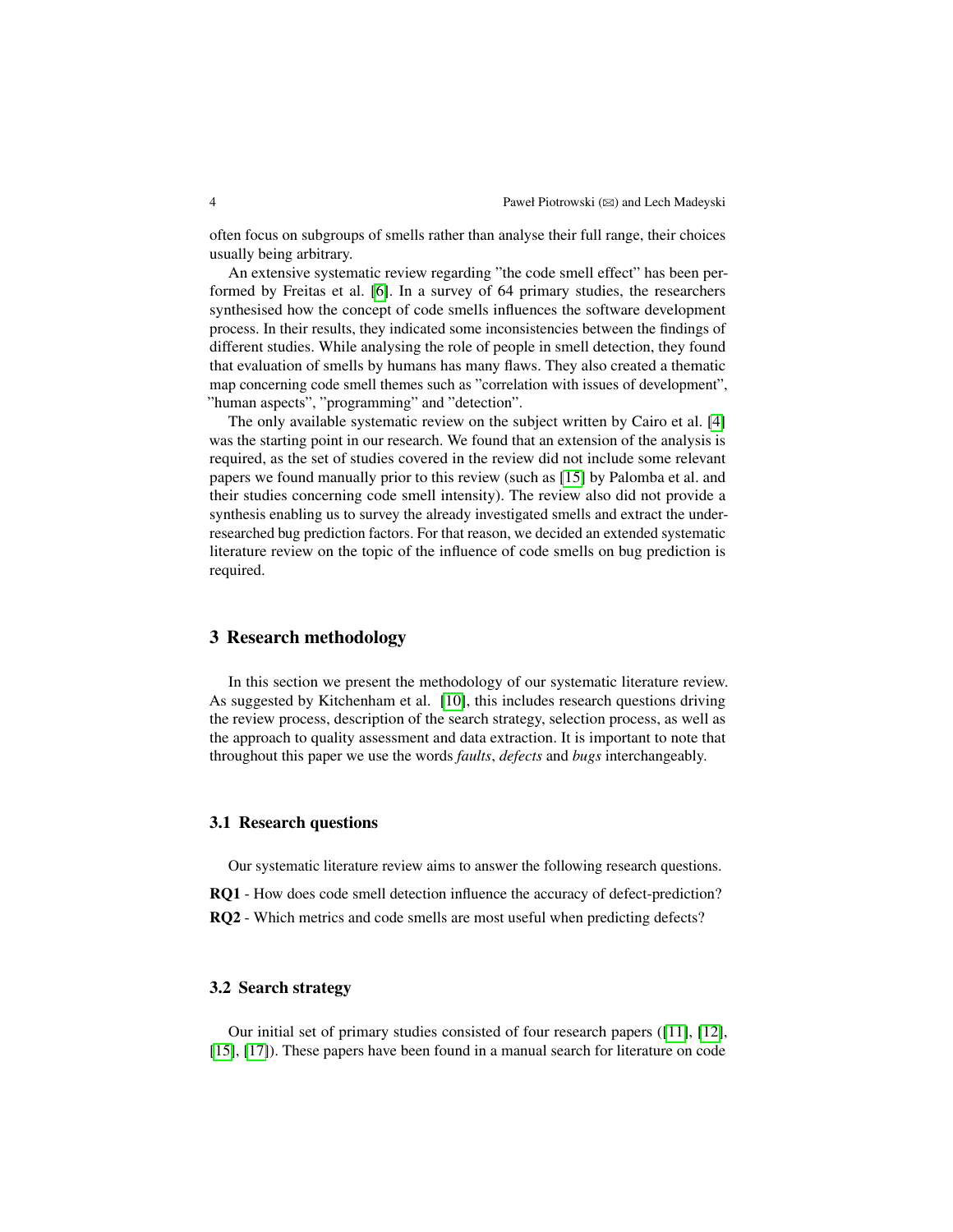often focus on subgroups of smells rather than analyse their full range, their choices usually being arbitrary.

An extensive systematic review regarding "the code smell effect" has been performed by Freitas et al. [6]. In a survey of 64 primary studies, the researchers synthesised how the concept of code smells influences the software development process. In their results, they indicated some inconsistencies between the findings of different studies. While analysing the role of people in smell detection, they found that evaluation of smells by humans has many flaws. They also created a thematic map concerning code smell themes such as "correlation with issues of development", "human aspects", "programming" and "detection".

The only available systematic review on the subject written by Cairo et al. [4] was the starting point in our research. We found that an extension of the analysis is required, as the set of studies covered in the review did not include some relevant papers we found manually prior to this review (such as [15] by Palomba et al. and their studies concerning code smell intensity). The review also did not provide a synthesis enabling us to survey the already investigated smells and extract the under-researched bug prediction factors. For that reason, we decided an extended systematic literature review on the topic of the influence of code smells on bug prediction is required.

## 3 Research methodology

In this section we present the methodology of our systematic literature review. As suggested by Kitchenham et al. [10], this includes research questions driving the review process, description of the search strategy, selection process, as well as the approach to quality assessment and data extraction. It is important to note that throughout this paper we use the words *faults*, *defects* and *bugs* interchangeably.

### 3.1 Research questions

Our systematic literature review aims to answer the following research questions.

**RQ1** - How does code smell detection influence the accuracy of defect-prediction?

**RQ2** - Which metrics and code smells are most useful when predicting defects?

### 3.2 Search strategy

Our initial set of primary studies consisted of four research papers ([11], [12], [15], [17]). These papers have been found in a manual search for literature on code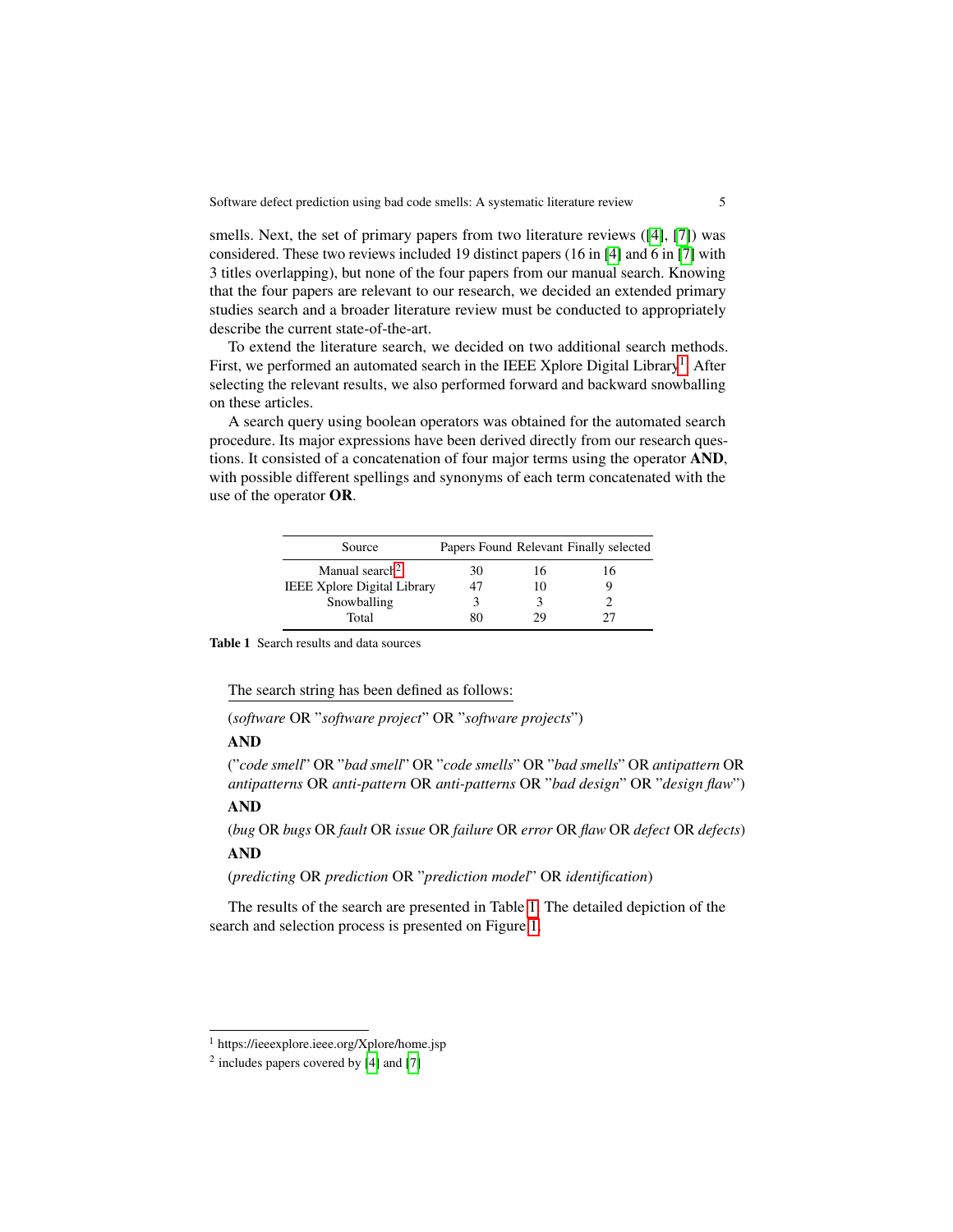smells. Next, the set of primary papers from two literature reviews ([4], [7]) was considered. These two reviews included 19 distinct papers (16 in [4] and 6 in [7] with 3 titles overlapping), but none of the four papers from our manual search. Knowing that the four papers are relevant to our research, we decided an extended primary studies search and a broader literature review must be conducted to appropriately describe the current state-of-the-art.

To extend the literature search, we decided on two additional search methods. First, we performed an automated search in the IEEE Xplore Digital Library[1]. After selecting the relevant results, we also performed forward and backward snowballing on these articles.

A search query using boolean operators was obtained for the automated search procedure. Its major expressions have been derived directly from our research questions. It consisted of a concatenation of four major terms using the operator **AND**, with possible different spellings and synonyms of each term concatenated with the use of the operator **OR**.

| Source | Papers Found | Relevant | Finally selected |
|---|---|---|---|
| Manual search[2] | 30 | 16 | 16 |
| IEEE Xplore Digital Library | 47 | 10 | 9 |
| Snowballing | 3 | 3 | 2 |
| Total | 80 | 29 | 27 |

**Table 1** Search results and data sources

The search string has been defined as follows:

(*software* OR "*software project*" OR "*software projects*")

**AND**

("*code smell*" OR "*bad smell*" OR "*code smells*" OR "*bad smells*" OR *antipattern* OR *antipatterns* OR *anti-pattern* OR *anti-patterns* OR "*bad design*" OR "*design flaw*")

**AND**

(*bug* OR *bugs* OR *fault* OR *issue* OR *failure* OR *error* OR *flaw* OR *defect* OR *defects*)

**AND**

(*predicting* OR *prediction* OR "*prediction model*" OR *identification*)

The results of the search are presented in Table 1. The detailed depiction of the search and selection process is presented on Figure 1.

---

[1] https://ieeexplore.ieee.org/Xplore/home.jsp

[2] includes papers covered by [4] and [7]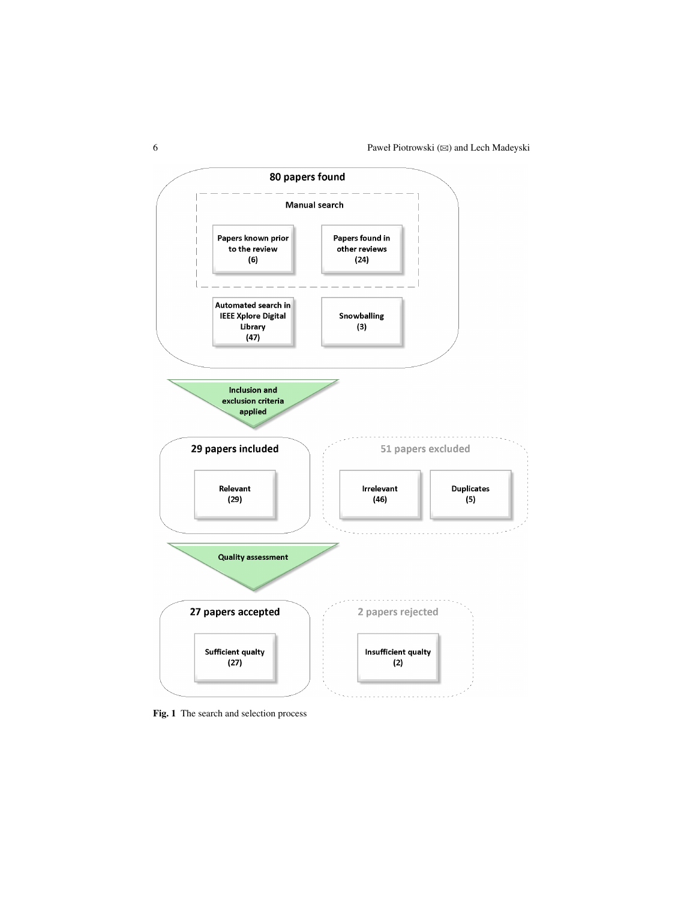80 papers found

Manual search

Papers known prior to the review (6)

Papers found in other reviews (24)

Automated search in IEEE Xplore Digital Library (47)

Snowballing (3)

Inclusion and exclusion criteria applied

29 papers included

Relevant (29)

51 papers excluded

Irrelevant (46)

Duplicates (5)

Quality assessment

27 papers accepted

Sufficient qualty (27)

2 papers rejected

Insufficient qualty (2)

**Fig. 1** The search and selection process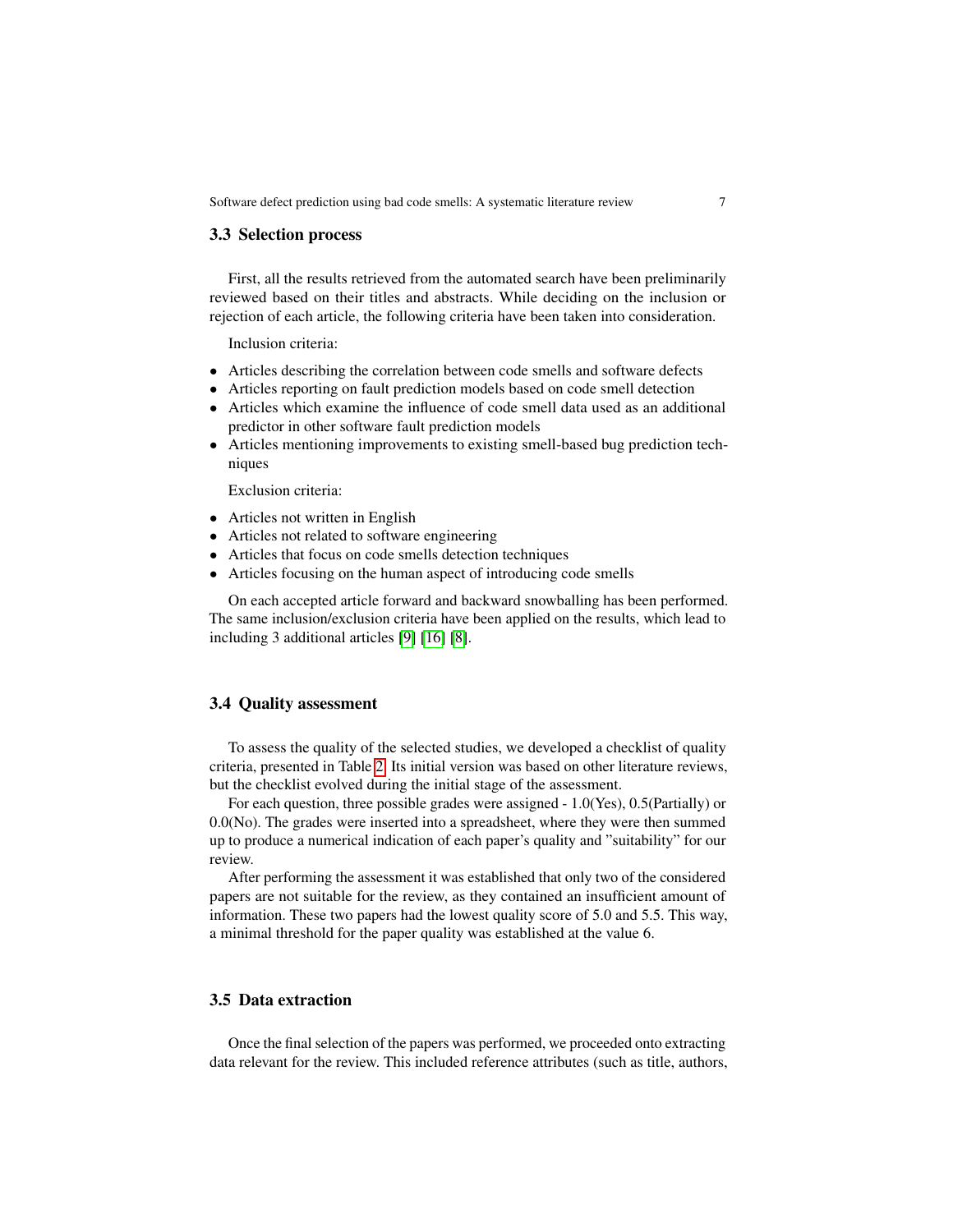### 3.3 Selection process

First, all the results retrieved from the automated search have been preliminarily reviewed based on their titles and abstracts. While deciding on the inclusion or rejection of each article, the following criteria have been taken into consideration.

Inclusion criteria:

- Articles describing the correlation between code smells and software defects
- Articles reporting on fault prediction models based on code smell detection
- Articles which examine the influence of code smell data used as an additional predictor in other software fault prediction models
- Articles mentioning improvements to existing smell-based bug prediction techniques

Exclusion criteria:

- Articles not written in English
- Articles not related to software engineering
- Articles that focus on code smells detection techniques
- Articles focusing on the human aspect of introducing code smells

On each accepted article forward and backward snowballing has been performed. The same inclusion/exclusion criteria have been applied on the results, which lead to including 3 additional articles [9] [16] [8].

### 3.4 Quality assessment

To assess the quality of the selected studies, we developed a checklist of quality criteria, presented in Table 2. Its initial version was based on other literature reviews, but the checklist evolved during the initial stage of the assessment.

For each question, three possible grades were assigned - 1.0(Yes), 0.5(Partially) or 0.0(No). The grades were inserted into a spreadsheet, where they were then summed up to produce a numerical indication of each paper's quality and "suitability" for our review.

After performing the assessment it was established that only two of the considered papers are not suitable for the review, as they contained an insufficient amount of information. These two papers had the lowest quality score of 5.0 and 5.5. This way, a minimal threshold for the paper quality was established at the value 6.

### 3.5 Data extraction

Once the final selection of the papers was performed, we proceeded onto extracting data relevant for the review. This included reference attributes (such as title, authors,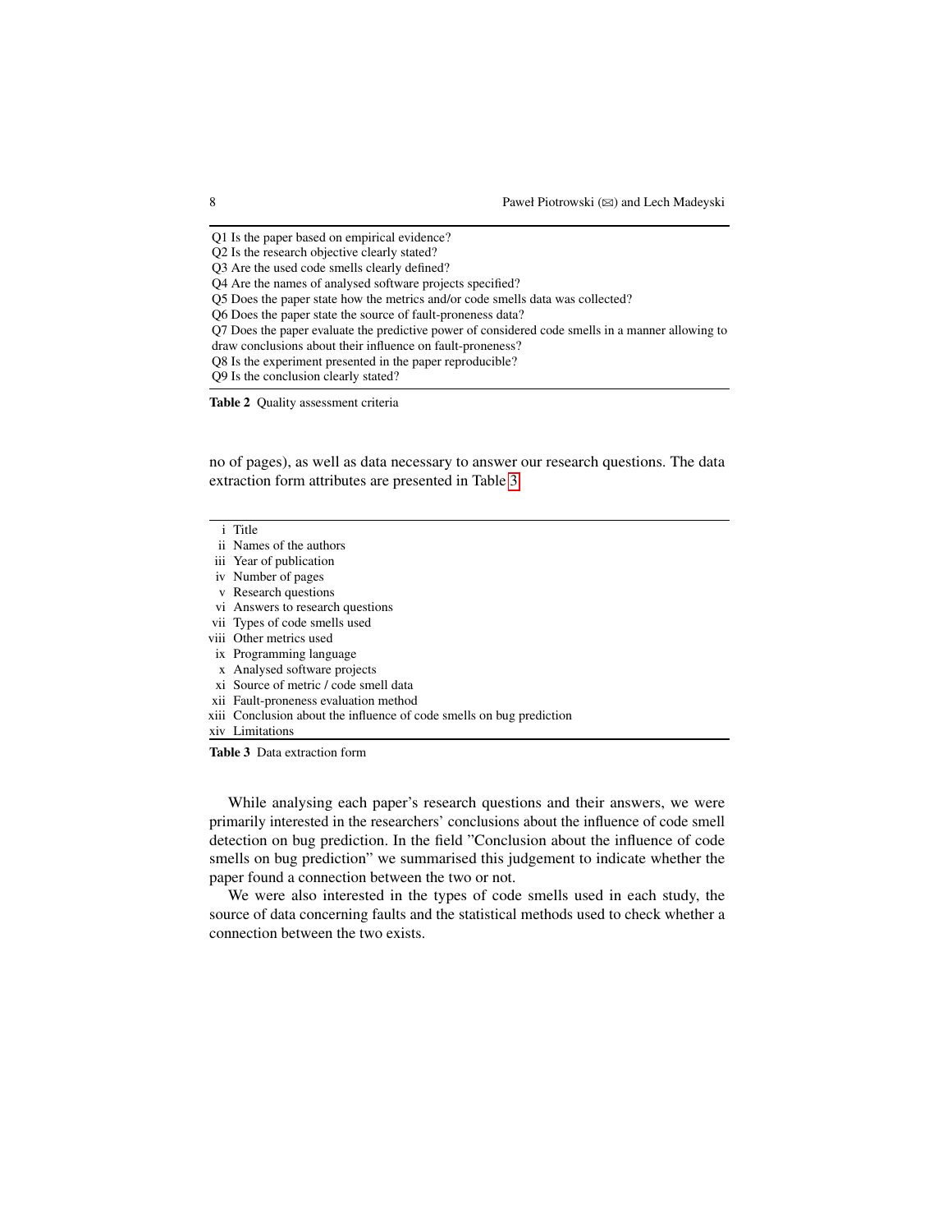| |
|---|
| Q1 Is the paper based on empirical evidence? |
| Q2 Is the research objective clearly stated? |
| Q3 Are the used code smells clearly defined? |
| Q4 Are the names of analysed software projects specified? |
| Q5 Does the paper state how the metrics and/or code smells data was collected? |
| Q6 Does the paper state the source of fault-proneness data? |
| Q7 Does the paper evaluate the predictive power of considered code smells in a manner allowing to draw conclusions about their influence on fault-proneness? |
| Q8 Is the experiment presented in the paper reproducible? |
| Q9 Is the conclusion clearly stated? |

**Table 2** Quality assessment criteria

no of pages), as well as data necessary to answer our research questions. The data extraction form attributes are presented in Table 3.

| | |
|---|---|
| i | Title |
| ii | Names of the authors |
| iii | Year of publication |
| iv | Number of pages |
| v | Research questions |
| vi | Answers to research questions |
| vii | Types of code smells used |
| viii | Other metrics used |
| ix | Programming language |
| x | Analysed software projects |
| xi | Source of metric / code smell data |
| xii | Fault-proneness evaluation method |
| xiii | Conclusion about the influence of code smells on bug prediction |
| xiv | Limitations |

**Table 3** Data extraction form

While analysing each paper's research questions and their answers, we were primarily interested in the researchers' conclusions about the influence of code smell detection on bug prediction. In the field "Conclusion about the influence of code smells on bug prediction" we summarised this judgement to indicate whether the paper found a connection between the two or not.

We were also interested in the types of code smells used in each study, the source of data concerning faults and the statistical methods used to check whether a connection between the two exists.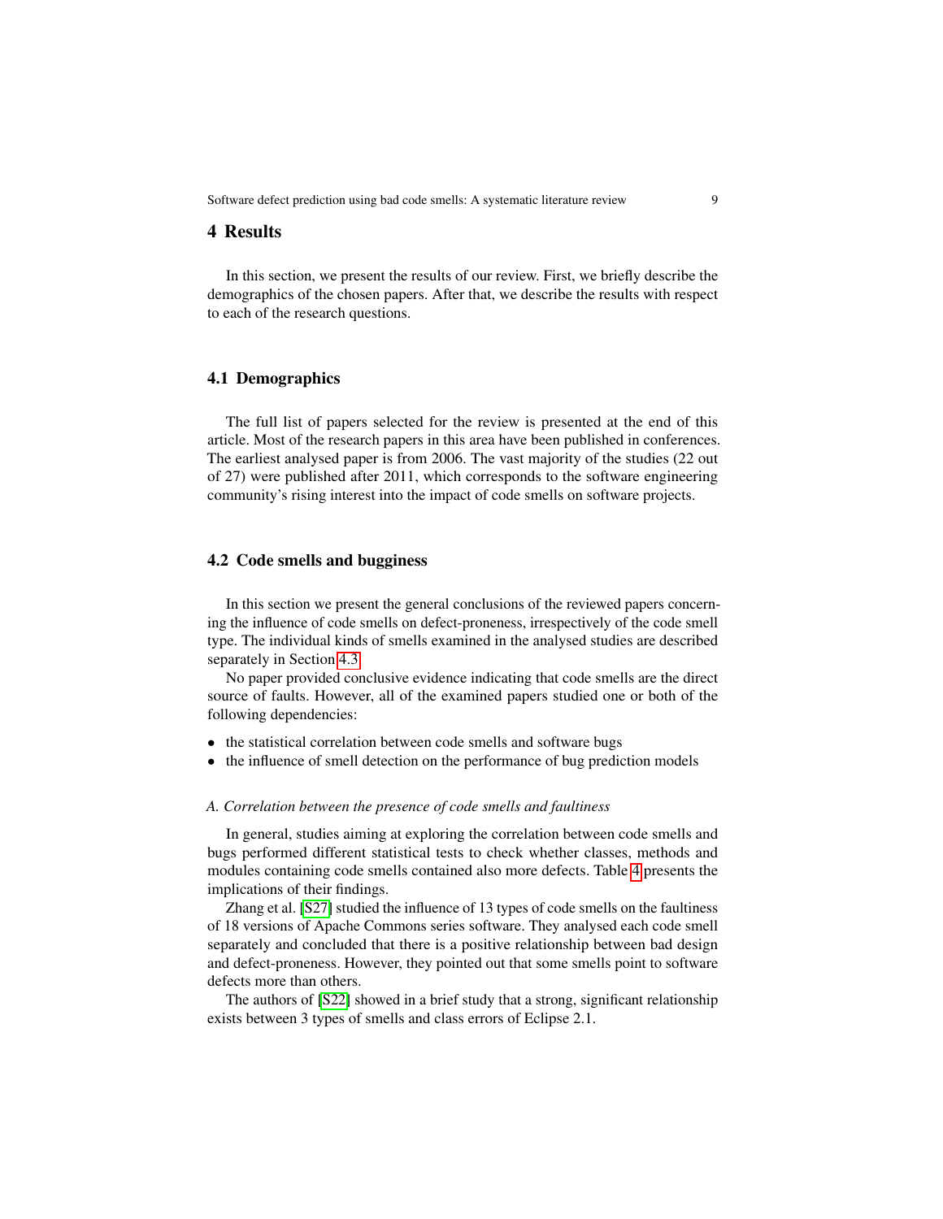## 4 Results

In this section, we present the results of our review. First, we briefly describe the demographics of the chosen papers. After that, we describe the results with respect to each of the research questions.

### 4.1 Demographics

The full list of papers selected for the review is presented at the end of this article. Most of the research papers in this area have been published in conferences. The earliest analysed paper is from 2006. The vast majority of the studies (22 out of 27) were published after 2011, which corresponds to the software engineering community's rising interest into the impact of code smells on software projects.

### 4.2 Code smells and bugginess

In this section we present the general conclusions of the reviewed papers concerning the influence of code smells on defect-proneness, irrespectively of the code smell type. The individual kinds of smells examined in the analysed studies are described separately in Section 4.3.

No paper provided conclusive evidence indicating that code smells are the direct source of faults. However, all of the examined papers studied one or both of the following dependencies:

- the statistical correlation between code smells and software bugs
- the influence of smell detection on the performance of bug prediction models

*A. Correlation between the presence of code smells and faultiness*

In general, studies aiming at exploring the correlation between code smells and bugs performed different statistical tests to check whether classes, methods and modules containing code smells contained also more defects. Table 4 presents the implications of their findings.

Zhang et al. [S27] studied the influence of 13 types of code smells on the faultiness of 18 versions of Apache Commons series software. They analysed each code smell separately and concluded that there is a positive relationship between bad design and defect-proneness. However, they pointed out that some smells point to software defects more than others.

The authors of [S22] showed in a brief study that a strong, significant relationship exists between 3 types of smells and class errors of Eclipse 2.1.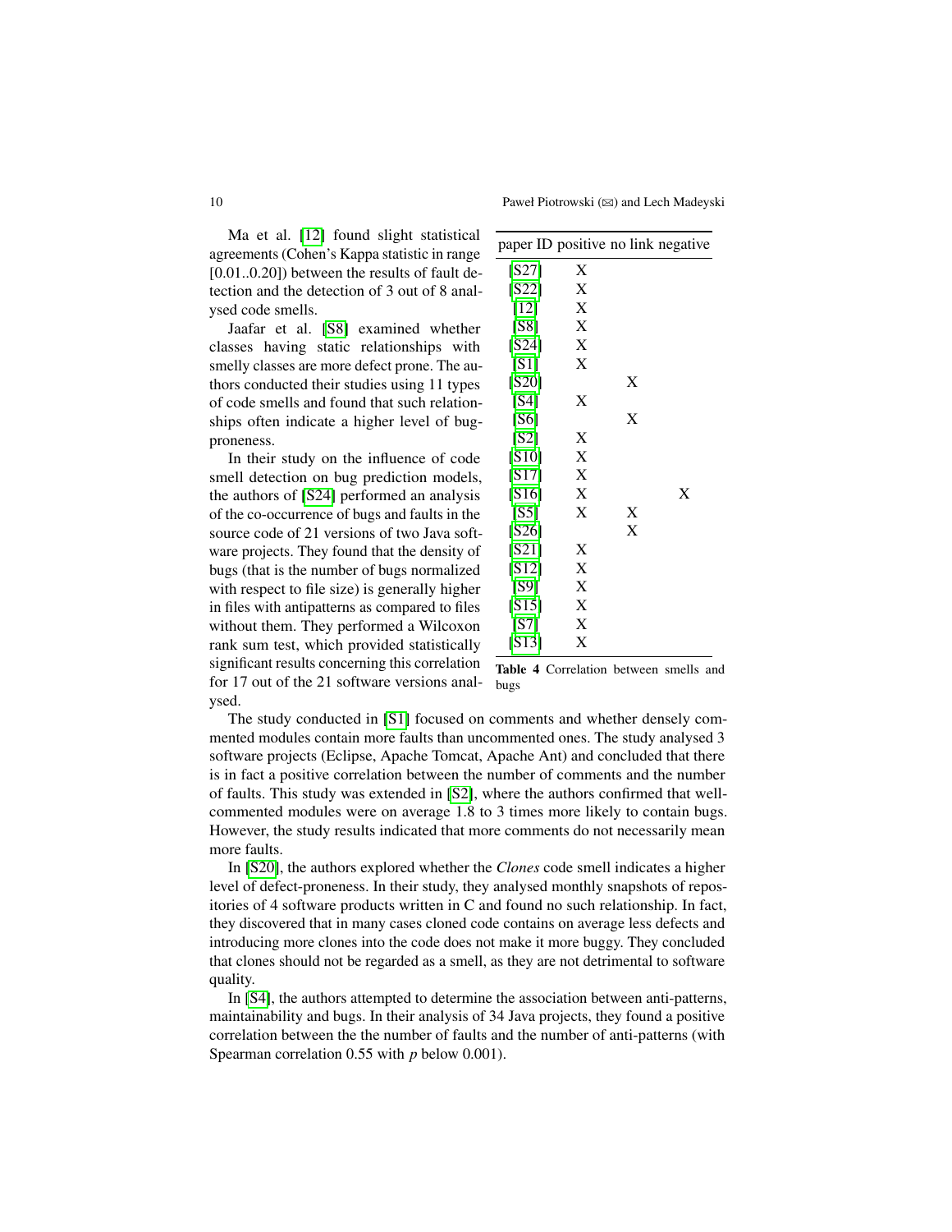Ma et al. [12] found slight statistical agreements (Cohen's Kappa statistic in range [0.01..0.20]) between the results of fault detection and the detection of 3 out of 8 analysed code smells.

Jaafar et al. [S8] examined whether classes having static relationships with smelly classes are more defect prone. The authors conducted their studies using 11 types of code smells and found that such relationships often indicate a higher level of bug-proneness.

In their study on the influence of code smell detection on bug prediction models, the authors of [S24] performed an analysis of the co-occurrence of bugs and faults in the source code of 21 versions of two Java software projects. They found that the density of bugs (that is the number of bugs normalized with respect to file size) is generally higher in files with antipatterns as compared to files without them. They performed a Wilcoxon rank sum test, which provided statistically significant results concerning this correlation for 17 out of the 21 software versions analysed.

| paper ID | positive | no link | negative |
|---|---|---|---|
| [S27] | X | | |
| [S22] | X | | |
| [12] | X | | |
| [S8] | X | | |
| [S24] | X | | |
| [S1] | X | | |
| [S20] | | X | |
| [S4] | X | | |
| [S6] | | X | |
| [S2] | X | | |
| [S10] | X | | |
| [S17] | X | | |
| [S16] | X | | X |
| [S5] | X | X | |
| [S26] | | X | |
| [S21] | X | | |
| [S12] | X | | |
| [S9] | X | | |
| [S15] | X | | |
| [S7] | X | | |
| [S13] | X | | |

**Table 4** Correlation between smells and bugs

The study conducted in [S1] focused on comments and whether densely commented modules contain more faults than uncommented ones. The study analysed 3 software projects (Eclipse, Apache Tomcat, Apache Ant) and concluded that there is in fact a positive correlation between the number of comments and the number of faults. This study was extended in [S2], where the authors confirmed that well-commented modules were on average 1.8 to 3 times more likely to contain bugs. However, the study results indicated that more comments do not necessarily mean more faults.

In [S20], the authors explored whether the *Clones* code smell indicates a higher level of defect-proneness. In their study, they analysed monthly snapshots of repositories of 4 software products written in C and found no such relationship. In fact, they discovered that in many cases cloned code contains on average less defects and introducing more clones into the code does not make it more buggy. They concluded that clones should not be regarded as a smell, as they are not detrimental to software quality.

In [S4], the authors attempted to determine the association between anti-patterns, maintainability and bugs. In their analysis of 34 Java projects, they found a positive correlation between the the number of faults and the number of anti-patterns (with Spearman correlation 0.55 with $p$ below 0.001).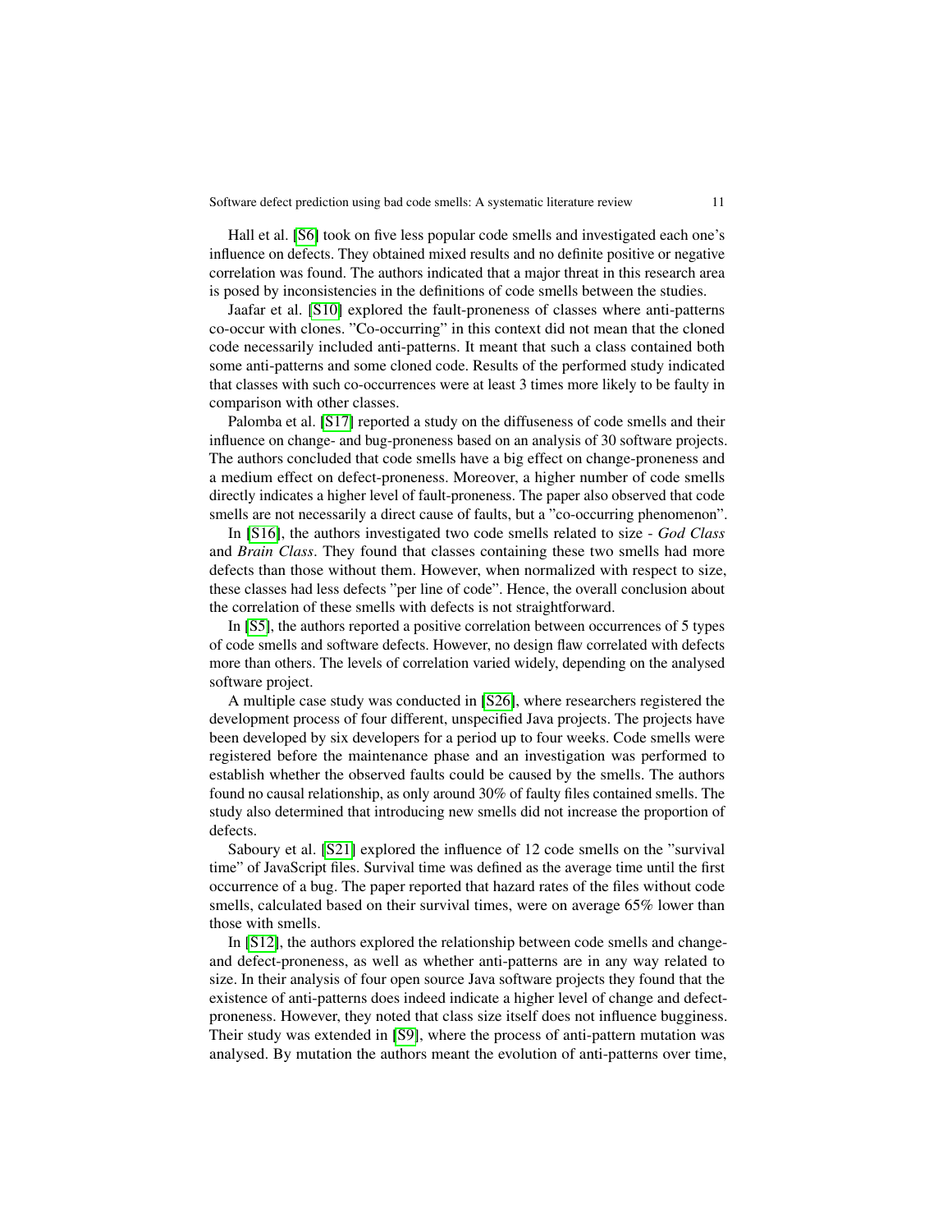Hall et al. [S6] took on five less popular code smells and investigated each one's influence on defects. They obtained mixed results and no definite positive or negative correlation was found. The authors indicated that a major threat in this research area is posed by inconsistencies in the definitions of code smells between the studies.

Jaafar et al. [S10] explored the fault-proneness of classes where anti-patterns co-occur with clones. "Co-occurring" in this context did not mean that the cloned code necessarily included anti-patterns. It meant that such a class contained both some anti-patterns and some cloned code. Results of the performed study indicated that classes with such co-occurrences were at least 3 times more likely to be faulty in comparison with other classes.

Palomba et al. [S17] reported a study on the diffuseness of code smells and their influence on change- and bug-proneness based on an analysis of 30 software projects. The authors concluded that code smells have a big effect on change-proneness and a medium effect on defect-proneness. Moreover, a higher number of code smells directly indicates a higher level of fault-proneness. The paper also observed that code smells are not necessarily a direct cause of faults, but a "co-occurring phenomenon".

In [S16], the authors investigated two code smells related to size - *God Class* and *Brain Class*. They found that classes containing these two smells had more defects than those without them. However, when normalized with respect to size, these classes had less defects "per line of code". Hence, the overall conclusion about the correlation of these smells with defects is not straightforward.

In [S5], the authors reported a positive correlation between occurrences of 5 types of code smells and software defects. However, no design flaw correlated with defects more than others. The levels of correlation varied widely, depending on the analysed software project.

A multiple case study was conducted in [S26], where researchers registered the development process of four different, unspecified Java projects. The projects have been developed by six developers for a period up to four weeks. Code smells were registered before the maintenance phase and an investigation was performed to establish whether the observed faults could be caused by the smells. The authors found no causal relationship, as only around 30% of faulty files contained smells. The study also determined that introducing new smells did not increase the proportion of defects.

Saboury et al. [S21] explored the influence of 12 code smells on the "survival time" of JavaScript files. Survival time was defined as the average time until the first occurrence of a bug. The paper reported that hazard rates of the files without code smells, calculated based on their survival times, were on average 65% lower than those with smells.

In [S12], the authors explored the relationship between code smells and change- and defect-proneness, as well as whether anti-patterns are in any way related to size. In their analysis of four open source Java software projects they found that the existence of anti-patterns does indeed indicate a higher level of change and defect-proneness. However, they noted that class size itself does not influence bugginess. Their study was extended in [S9], where the process of anti-pattern mutation was analysed. By mutation the authors meant the evolution of anti-patterns over time,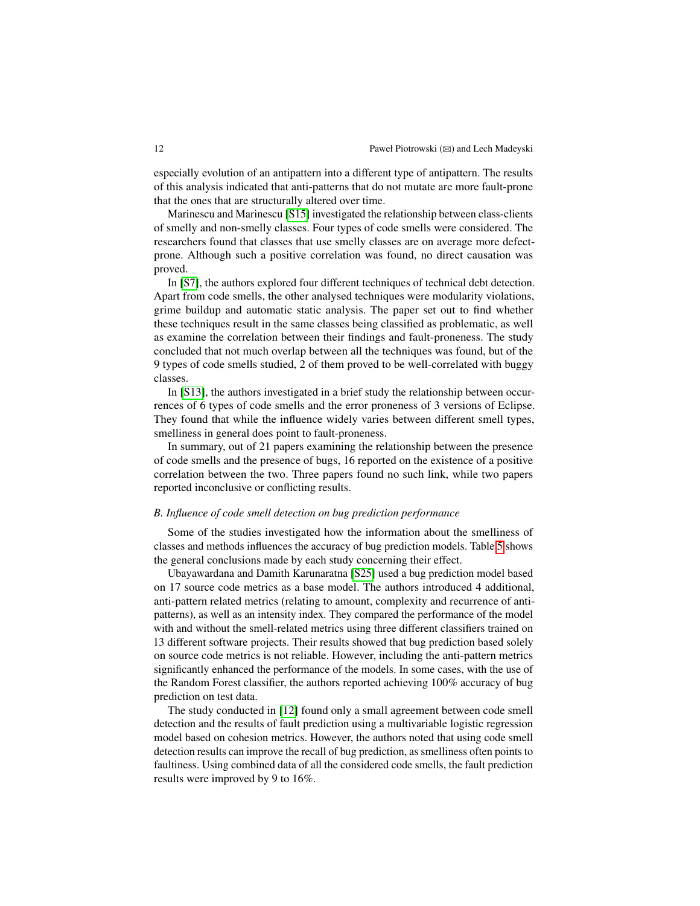especially evolution of an antipattern into a different type of antipattern. The results of this analysis indicated that anti-patterns that do not mutate are more fault-prone that the ones that are structurally altered over time.

Marinescu and Marinescu [S15] investigated the relationship between class-clients of smelly and non-smelly classes. Four types of code smells were considered. The researchers found that classes that use smelly classes are on average more defect-prone. Although such a positive correlation was found, no direct causation was proved.

In [S7], the authors explored four different techniques of technical debt detection. Apart from code smells, the other analysed techniques were modularity violations, grime buildup and automatic static analysis. The paper set out to find whether these techniques result in the same classes being classified as problematic, as well as examine the correlation between their findings and fault-proneness. The study concluded that not much overlap between all the techniques was found, but of the 9 types of code smells studied, 2 of them proved to be well-correlated with buggy classes.

In [S13], the authors investigated in a brief study the relationship between occurrences of 6 types of code smells and the error proneness of 3 versions of Eclipse. They found that while the influence widely varies between different smell types, smelliness in general does point to fault-proneness.

In summary, out of 21 papers examining the relationship between the presence of code smells and the presence of bugs, 16 reported on the existence of a positive correlation between the two. Three papers found no such link, while two papers reported inconclusive or conflicting results.

### *B. Influence of code smell detection on bug prediction performance*

Some of the studies investigated how the information about the smelliness of classes and methods influences the accuracy of bug prediction models. Table 5 shows the general conclusions made by each study concerning their effect.

Ubayawardana and Damith Karunaratna [S25] used a bug prediction model based on 17 source code metrics as a base model. The authors introduced 4 additional, anti-pattern related metrics (relating to amount, complexity and recurrence of anti-patterns), as well as an intensity index. They compared the performance of the model with and without the smell-related metrics using three different classifiers trained on 13 different software projects. Their results showed that bug prediction based solely on source code metrics is not reliable. However, including the anti-pattern metrics significantly enhanced the performance of the models. In some cases, with the use of the Random Forest classifier, the authors reported achieving 100% accuracy of bug prediction on test data.

The study conducted in [12] found only a small agreement between code smell detection and the results of fault prediction using a multivariable logistic regression model based on cohesion metrics. However, the authors noted that using code smell detection results can improve the recall of bug prediction, as smelliness often points to faultiness. Using combined data of all the considered code smells, the fault prediction results were improved by 9 to 16%.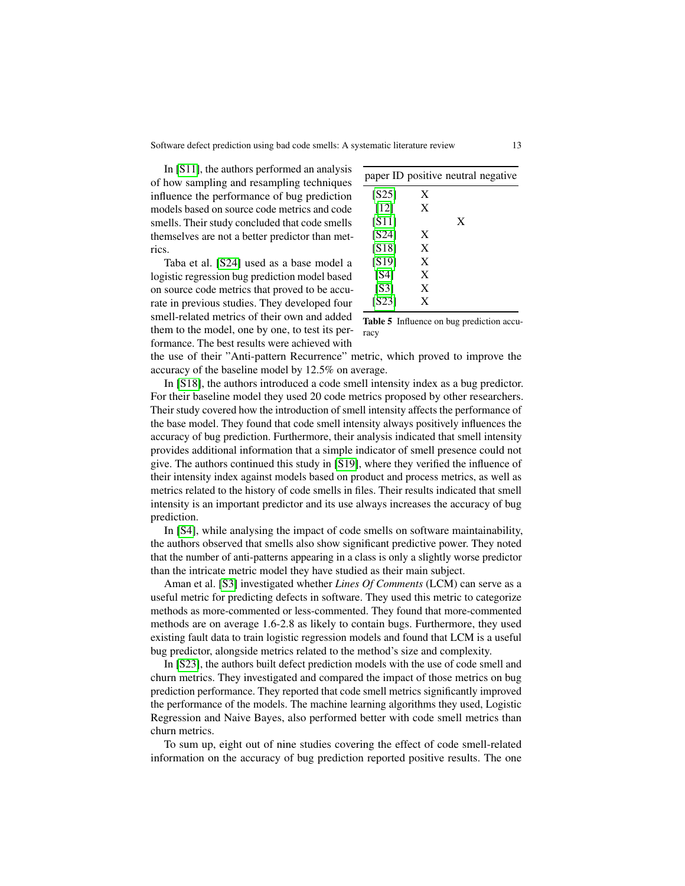In [S11], the authors performed an analysis of how sampling and resampling techniques influence the performance of bug prediction models based on source code metrics and code smells. Their study concluded that code smells themselves are not a better predictor than metrics.

| paper ID | positive | neutral | negative |
|---|---|---|---|
| [S25] | X | | |
| [12] | X | | |
| [S11] | | X | |
| [S24] | X | | |
| [S18] | X | | |
| [S19] | X | | |
| [S4] | X | | |
| [S3] | X | | |
| [S23] | X | | |

**Table 5** Influence on bug prediction accuracy

Taba et al. [S24] used as a base model a logistic regression bug prediction model based on source code metrics that proved to be accurate in previous studies. They developed four smell-related metrics of their own and added them to the model, one by one, to test its performance. The best results were achieved with the use of their "Anti-pattern Recurrence" metric, which proved to improve the accuracy of the baseline model by 12.5% on average.

In [S18], the authors introduced a code smell intensity index as a bug predictor. For their baseline model they used 20 code metrics proposed by other researchers. Their study covered how the introduction of smell intensity affects the performance of the base model. They found that code smell intensity always positively influences the accuracy of bug prediction. Furthermore, their analysis indicated that smell intensity provides additional information that a simple indicator of smell presence could not give. The authors continued this study in [S19], where they verified the influence of their intensity index against models based on product and process metrics, as well as metrics related to the history of code smells in files. Their results indicated that smell intensity is an important predictor and its use always increases the accuracy of bug prediction.

In [S4], while analysing the impact of code smells on software maintainability, the authors observed that smells also show significant predictive power. They noted that the number of anti-patterns appearing in a class is only a slightly worse predictor than the intricate metric model they have studied as their main subject.

Aman et al. [S3] investigated whether *Lines Of Comments* (LCM) can serve as a useful metric for predicting defects in software. They used this metric to categorize methods as more-commented or less-commented. They found that more-commented methods are on average 1.6-2.8 as likely to contain bugs. Furthermore, they used existing fault data to train logistic regression models and found that LCM is a useful bug predictor, alongside metrics related to the method's size and complexity.

In [S23], the authors built defect prediction models with the use of code smell and churn metrics. They investigated and compared the impact of those metrics on bug prediction performance. They reported that code smell metrics significantly improved the performance of the models. The machine learning algorithms they used, Logistic Regression and Naive Bayes, also performed better with code smell metrics than churn metrics.

To sum up, eight out of nine studies covering the effect of code smell-related information on the accuracy of bug prediction reported positive results. The one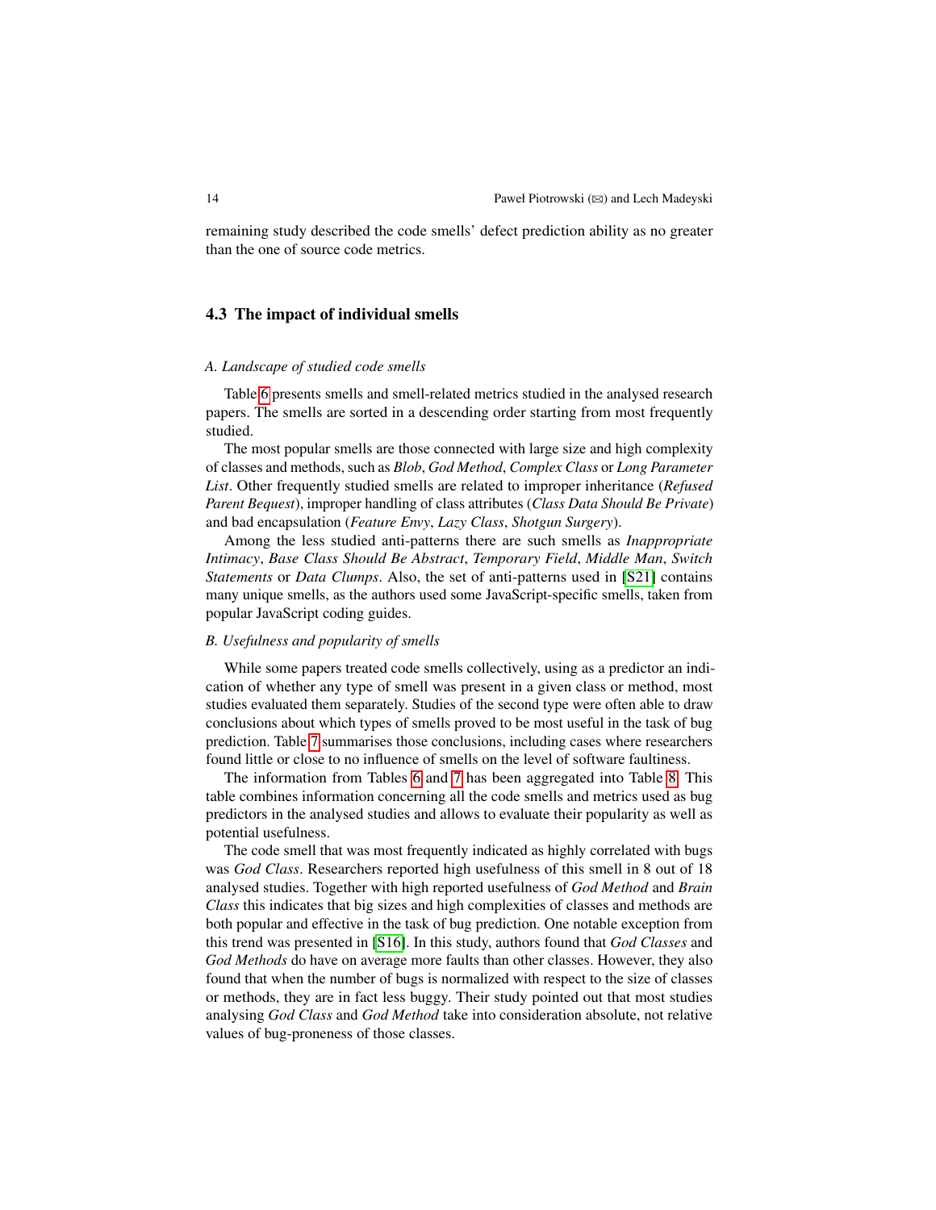remaining study described the code smells' defect prediction ability as no greater than the one of source code metrics.

### 4.3 The impact of individual smells

*A. Landscape of studied code smells*

Table 6 presents smells and smell-related metrics studied in the analysed research papers. The smells are sorted in a descending order starting from most frequently studied.

The most popular smells are those connected with large size and high complexity of classes and methods, such as *Blob*, *God Method*, *Complex Class* or *Long Parameter List*. Other frequently studied smells are related to improper inheritance (*Refused Parent Bequest*), improper handling of class attributes (*Class Data Should Be Private*) and bad encapsulation (*Feature Envy*, *Lazy Class*, *Shotgun Surgery*).

Among the less studied anti-patterns there are such smells as *Inappropriate Intimacy*, *Base Class Should Be Abstract*, *Temporary Field*, *Middle Man*, *Switch Statements* or *Data Clumps*. Also, the set of anti-patterns used in [S21] contains many unique smells, as the authors used some JavaScript-specific smells, taken from popular JavaScript coding guides.

*B. Usefulness and popularity of smells*

While some papers treated code smells collectively, using as a predictor an indication of whether any type of smell was present in a given class or method, most studies evaluated them separately. Studies of the second type were often able to draw conclusions about which types of smells proved to be most useful in the task of bug prediction. Table 7 summarises those conclusions, including cases where researchers found little or close to no influence of smells on the level of software faultiness.

The information from Tables 6 and 7 has been aggregated into Table 8. This table combines information concerning all the code smells and metrics used as bug predictors in the analysed studies and allows to evaluate their popularity as well as potential usefulness.

The code smell that was most frequently indicated as highly correlated with bugs was *God Class*. Researchers reported high usefulness of this smell in 8 out of 18 analysed studies. Together with high reported usefulness of *God Method* and *Brain Class* this indicates that big sizes and high complexities of classes and methods are both popular and effective in the task of bug prediction. One notable exception from this trend was presented in [S16]. In this study, authors found that *God Classes* and *God Methods* do have on average more faults than other classes. However, they also found that when the number of bugs is normalized with respect to the size of classes or methods, they are in fact less buggy. Their study pointed out that most studies analysing *God Class* and *God Method* take into consideration absolute, not relative values of bug-proneness of those classes.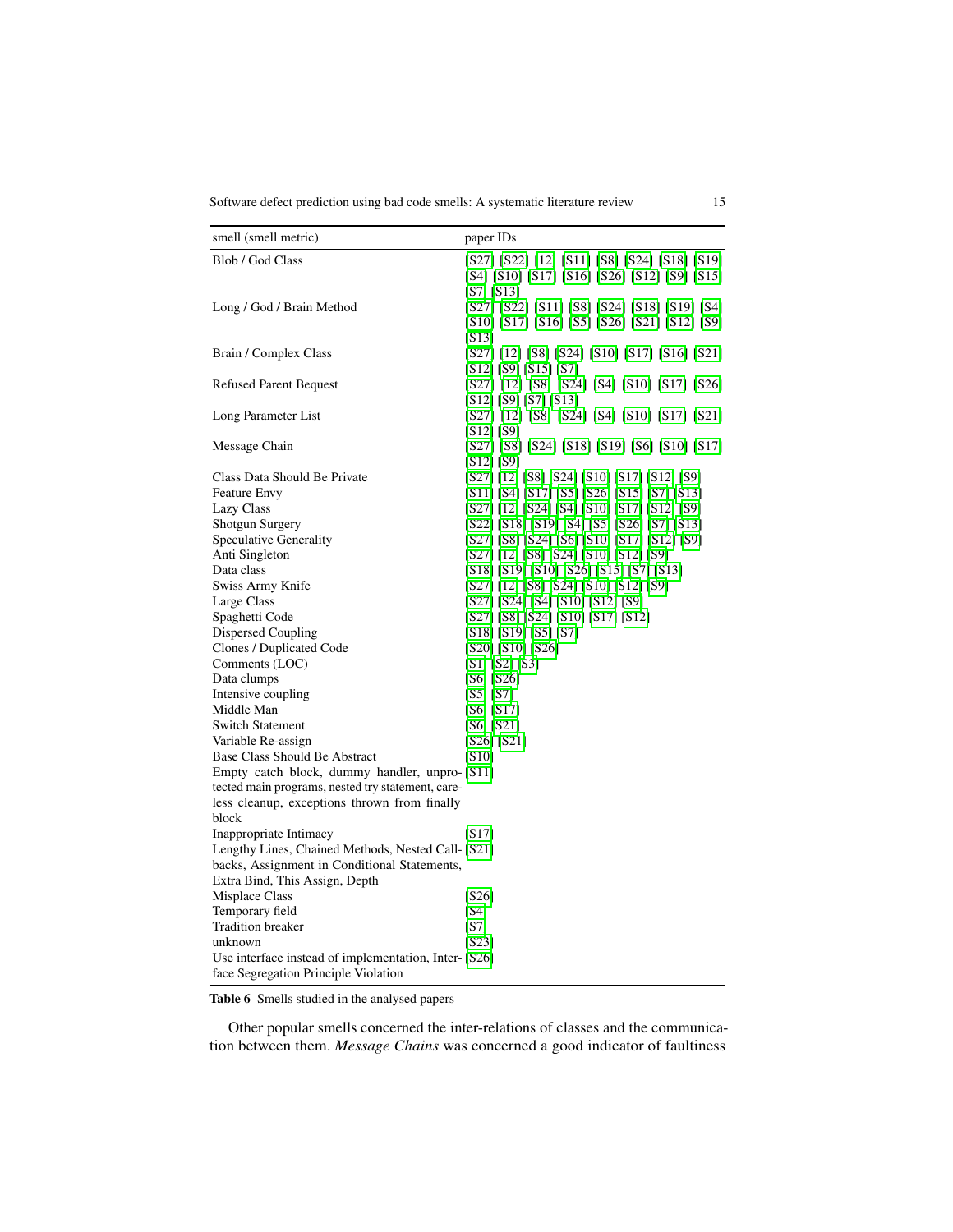| smell (smell metric) | paper IDs |
|---|---|
| Blob / God Class | [S27] [S22] [12] [S11] [S8] [S24] [S18] [S19] [S4] [S10] [S17] [S16] [S26] [S12] [S9] [S15] [S7] [S13] |
| Long / God / Brain Method | [S27] [S22] [S11] [S8] [S24] [S18] [S19] [S4] [S10] [S17] [S16] [S5] [S26] [S21] [S12] [S9] [S13] |
| Brain / Complex Class | [S27] [12] [S8] [S24] [S10] [S17] [S16] [S21] [S12] [S9] [S15] [S7] |
| Refused Parent Bequest | [S27] [12] [S8] [S24] [S4] [S10] [S17] [S26] [S12] [S9] [S7] [S13] |
| Long Parameter List | [S27] [12] [S8] [S24] [S4] [S10] [S17] [S21] [S12] [S9] |
| Message Chain | [S27] [S8] [S24] [S18] [S19] [S6] [S10] [S17] [S12] [S9] |
| Class Data Should Be Private | [S27] [12] [S8] [S24] [S10] [S17] [S12] [S9] |
| Feature Envy | [S11] [S4] [S17] [S5] [S26] [S15] [S7] [S13] |
| Lazy Class | [S27] [12] [S24] [S4] [S10] [S17] [S12] [S9] |
| Shotgun Surgery | [S22] [S18] [S19] [S4] [S5] [S26] [S7] [S13] |
| Speculative Generality | [S27] [S8] [S24] [S6] [S10] [S17] [S12] [S9] |
| Anti Singleton | [S27] [12] [S8] [S24] [S10] [S12] [S9] |
| Data class | [S18] [S19] [S10] [S26] [S15] [S7] [S13] |
| Swiss Army Knife | [S27] [12] [S8] [S24] [S10] [S12] [S9] |
| Large Class | [S27] [S24] [S4] [S10] [S12] [S9] |
| Spaghetti Code | [S27] [S8] [S24] [S10] [S17] [S12] |
| Dispersed Coupling | [S18] [S19] [S5] [S7] |
| Clones / Duplicated Code | [S20] [S10] [S26] |
| Comments (LOC) | [S1] [S2] [S3] |
| Data clumps | [S6] [S26] |
| Intensive coupling | [S5] [S7] |
| Middle Man | [S6] [S17] |
| Switch Statement | [S6] [S21] |
| Variable Re-assign | [S26] [S21] |
| Base Class Should Be Abstract | [S10] |
| Empty catch block, dummy handler, unprotected main programs, nested try statement, careless cleanup, exceptions thrown from finally block | [S11] |
| Inappropriate Intimacy | [S17] |
| Lengthy Lines, Chained Methods, Nested Callbacks, Assignment in Conditional Statements, Extra Bind, This Assign, Depth | [S21] |
| Misplace Class | [S26] |
| Temporary field | [S4] |
| Tradition breaker | [S7] |
| unknown | [S23] |
| Use interface instead of implementation, Interface Segregation Principle Violation | [S26] |

**Table 6** Smells studied in the analysed papers

Other popular smells concerned the inter-relations of classes and the communication between them. *Message Chains* was concerned a good indicator of faultiness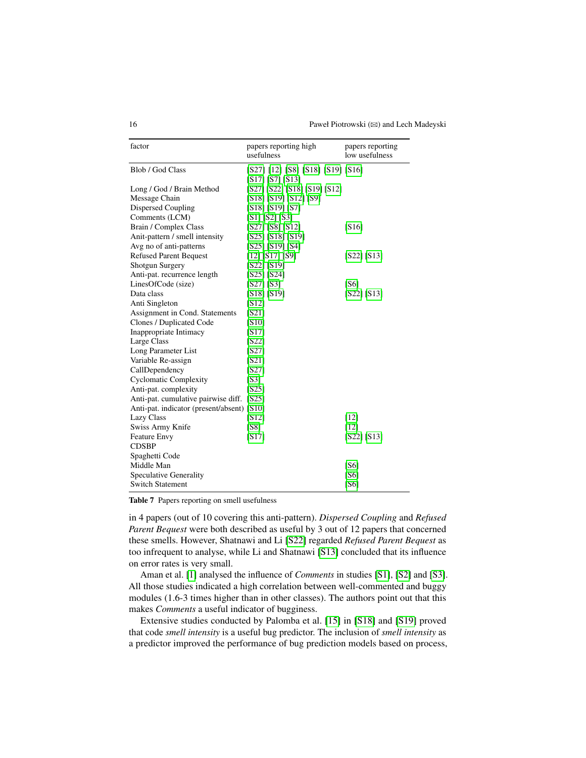| factor | papers reporting high usefulness | papers reporting low usefulness |
|---|---|---|
| Blob / God Class | [S27] [12] [S8] [S18] [S19] [S17] [S7] [S13] | [S16] |
| Long / God / Brain Method | [S27] [S22] [S18] [S19] [S12] | |
| Message Chain | [S18] [S19] [S12] [S9] | |
| Dispersed Coupling | [S18] [S19] [S7] | |
| Comments (LCM) | [S1] [S2] [S3] | |
| Brain / Complex Class | [S27] [S8] [S12] | [S16] |
| Anit-pattern / smell intensity | [S25] [S18] [S19] | |
| Avg no of anti-patterns | [S25] [S19] [S4] | |
| Refused Parent Bequest | [12] [S17] [S9] | [S22] [S13] |
| Shotgun Surgery | [S22] [S19] | |
| Anti-pat. recurrence length | [S25] [S24] | |
| LinesOfCode (size) | [S27] [S3] | [S6] |
| Data class | [S18] [S19] | [S22] [S13] |
| Anti Singleton | [S12] | |
| Assignment in Cond. Statements | [S21] | |
| Clones / Duplicated Code | [S10] | |
| Inappropriate Intimacy | [S17] | |
| Large Class | [S22] | |
| Long Parameter List | [S27] | |
| Variable Re-assign | [S21] | |
| CallDependency | [S27] | |
| Cyclomatic Complexity | [S3] | |
| Anti-pat. complexity | [S25] | |
| Anti-pat. cumulative pairwise diff. | [S25] | |
| Anti-pat. indicator (present/absent) | [S10] | |
| Lazy Class | [S12] | [12] |
| Swiss Army Knife | [S8] | [12] |
| Feature Envy | [S17] | [S22] [S13] |
| CDSBP | | |
| Spaghetti Code | | |
| Middle Man | | [S6] |
| Speculative Generality | | [S6] |
| Switch Statement | | [S6] |

**Table 7** Papers reporting on smell usefulness

in 4 papers (out of 10 covering this anti-pattern). *Dispersed Coupling* and *Refused Parent Bequest* were both described as useful by 3 out of 12 papers that concerned these smells. However, Shatnawi and Li [S22] regarded *Refused Parent Bequest* as too infrequent to analyse, while Li and Shatnawi [S13] concluded that its influence on error rates is very small.

Aman et al. [1] analysed the influence of *Comments* in studies [S1], [S2] and [S3]. All those studies indicated a high correlation between well-commented and buggy modules (1.6-3 times higher than in other classes). The authors point out that this makes *Comments* a useful indicator of bugginess.

Extensive studies conducted by Palomba et al. [15] in [S18] and [S19] proved that code *smell intensity* is a useful bug predictor. The inclusion of *smell intensity* as a predictor improved the performance of bug prediction models based on process,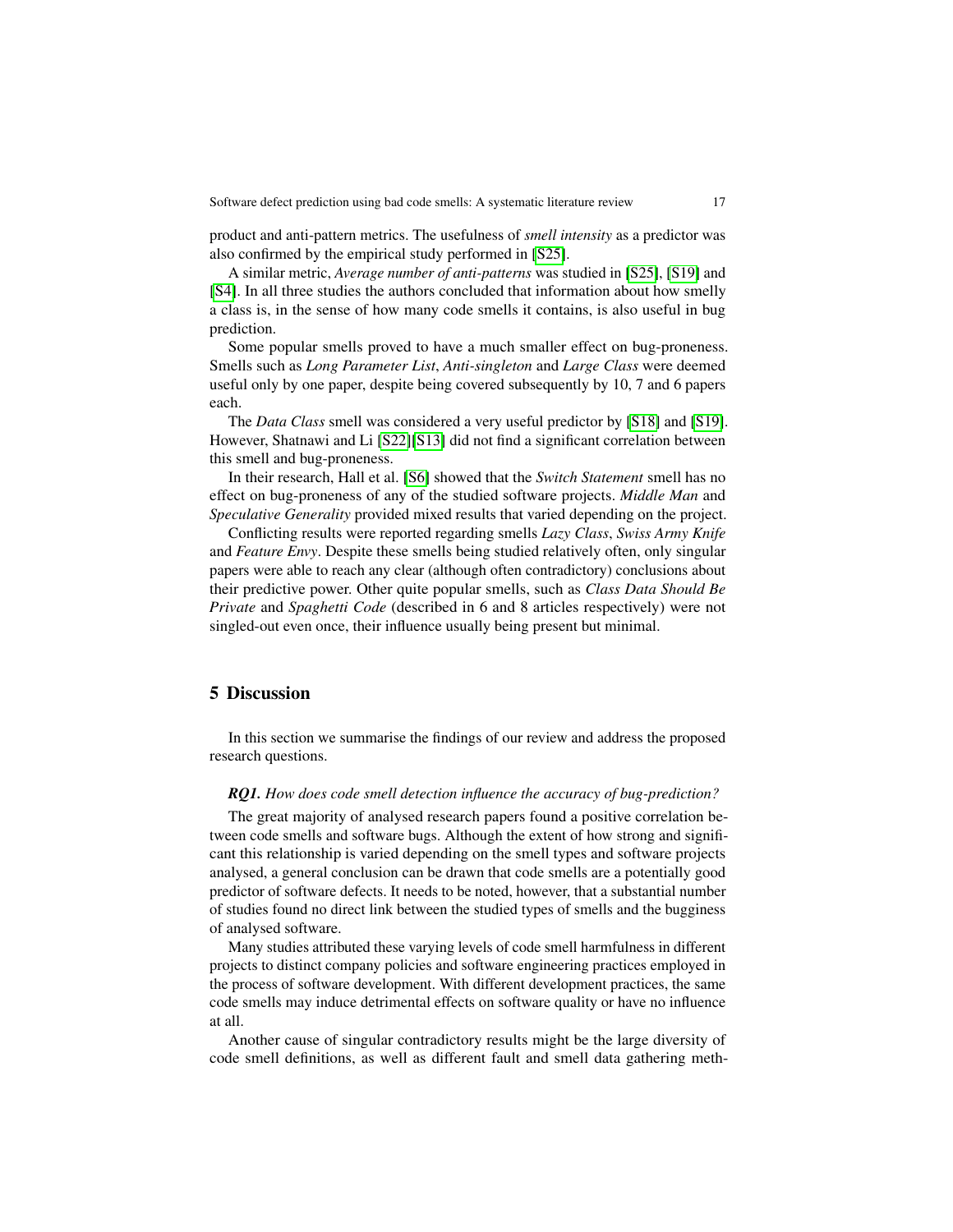product and anti-pattern metrics. The usefulness of *smell intensity* as a predictor was also confirmed by the empirical study performed in [S25].

A similar metric, *Average number of anti-patterns* was studied in [S25], [S19] and [S4]. In all three studies the authors concluded that information about how smelly a class is, in the sense of how many code smells it contains, is also useful in bug prediction.

Some popular smells proved to have a much smaller effect on bug-proneness. Smells such as *Long Parameter List*, *Anti-singleton* and *Large Class* were deemed useful only by one paper, despite being covered subsequently by 10, 7 and 6 papers each.

The *Data Class* smell was considered a very useful predictor by [S18] and [S19]. However, Shatnawi and Li [S22][S13] did not find a significant correlation between this smell and bug-proneness.

In their research, Hall et al. [S6] showed that the *Switch Statement* smell has no effect on bug-proneness of any of the studied software projects. *Middle Man* and *Speculative Generality* provided mixed results that varied depending on the project.

Conflicting results were reported regarding smells *Lazy Class*, *Swiss Army Knife* and *Feature Envy*. Despite these smells being studied relatively often, only singular papers were able to reach any clear (although often contradictory) conclusions about their predictive power. Other quite popular smells, such as *Class Data Should Be Private* and *Spaghetti Code* (described in 6 and 8 articles respectively) were not singled-out even once, their influence usually being present but minimal.

## 5 Discussion

In this section we summarise the findings of our review and address the proposed research questions.

***RQ1.*** *How does code smell detection influence the accuracy of bug-prediction?*

The great majority of analysed research papers found a positive correlation between code smells and software bugs. Although the extent of how strong and significant this relationship is varied depending on the smell types and software projects analysed, a general conclusion can be drawn that code smells are a potentially good predictor of software defects. It needs to be noted, however, that a substantial number of studies found no direct link between the studied types of smells and the bugginess of analysed software.

Many studies attributed these varying levels of code smell harmfulness in different projects to distinct company policies and software engineering practices employed in the process of software development. With different development practices, the same code smells may induce detrimental effects on software quality or have no influence at all.

Another cause of singular contradictory results might be the large diversity of code smell definitions, as well as different fault and smell data gathering meth-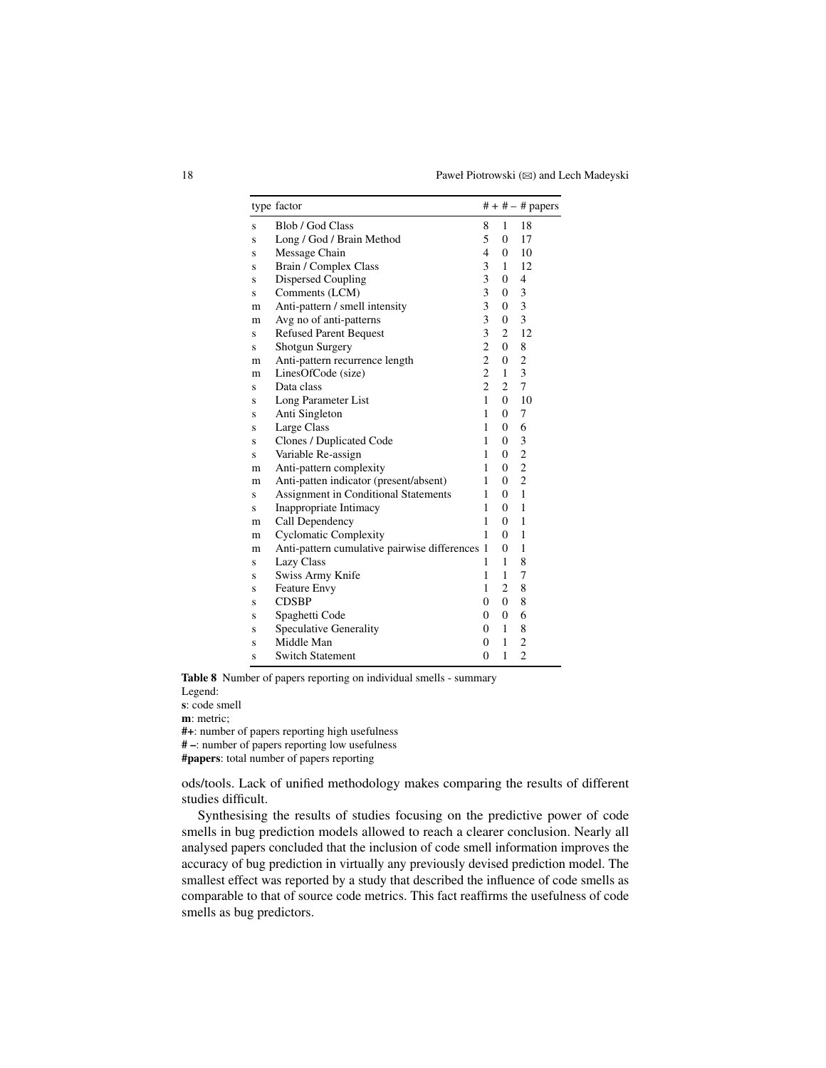| type | factor | # + | # – | # papers |
|---|---|---|---|---|
| s | Blob / God Class | 8 | 1 | 18 |
| s | Long / God / Brain Method | 5 | 0 | 17 |
| s | Message Chain | 4 | 0 | 10 |
| s | Brain / Complex Class | 3 | 1 | 12 |
| s | Dispersed Coupling | 3 | 0 | 4 |
| s | Comments (LCM) | 3 | 0 | 3 |
| m | Anti-pattern / smell intensity | 3 | 0 | 3 |
| m | Avg no of anti-patterns | 3 | 0 | 3 |
| s | Refused Parent Bequest | 3 | 2 | 12 |
| s | Shotgun Surgery | 2 | 0 | 8 |
| m | Anti-pattern recurrence length | 2 | 0 | 2 |
| m | LinesOfCode (size) | 2 | 1 | 3 |
| s | Data class | 2 | 2 | 7 |
| s | Long Parameter List | 1 | 0 | 10 |
| s | Anti Singleton | 1 | 0 | 7 |
| s | Large Class | 1 | 0 | 6 |
| s | Clones / Duplicated Code | 1 | 0 | 3 |
| s | Variable Re-assign | 1 | 0 | 2 |
| m | Anti-pattern complexity | 1 | 0 | 2 |
| m | Anti-patten indicator (present/absent) | 1 | 0 | 2 |
| s | Assignment in Conditional Statements | 1 | 0 | 1 |
| s | Inappropriate Intimacy | 1 | 0 | 1 |
| m | Call Dependency | 1 | 0 | 1 |
| m | Cyclomatic Complexity | 1 | 0 | 1 |
| m | Anti-pattern cumulative pairwise differences | 1 | 0 | 1 |
| s | Lazy Class | 1 | 1 | 8 |
| s | Swiss Army Knife | 1 | 1 | 7 |
| s | Feature Envy | 1 | 2 | 8 |
| s | CDSBP | 0 | 0 | 8 |
| s | Spaghetti Code | 0 | 0 | 6 |
| s | Speculative Generality | 0 | 1 | 8 |
| s | Middle Man | 0 | 1 | 2 |
| s | Switch Statement | 0 | 1 | 2 |

**Table 8** Number of papers reporting on individual smells - summary
Legend:
**s**: code smell
**m**: metric;
**#+**: number of papers reporting high usefulness
**# –**: number of papers reporting low usefulness
**#papers**: total number of papers reporting

ods/tools. Lack of unified methodology makes comparing the results of different studies difficult.

Synthesising the results of studies focusing on the predictive power of code smells in bug prediction models allowed to reach a clearer conclusion. Nearly all analysed papers concluded that the inclusion of code smell information improves the accuracy of bug prediction in virtually any previously devised prediction model. The smallest effect was reported by a study that described the influence of code smells as comparable to that of source code metrics. This fact reaffirms the usefulness of code smells as bug predictors.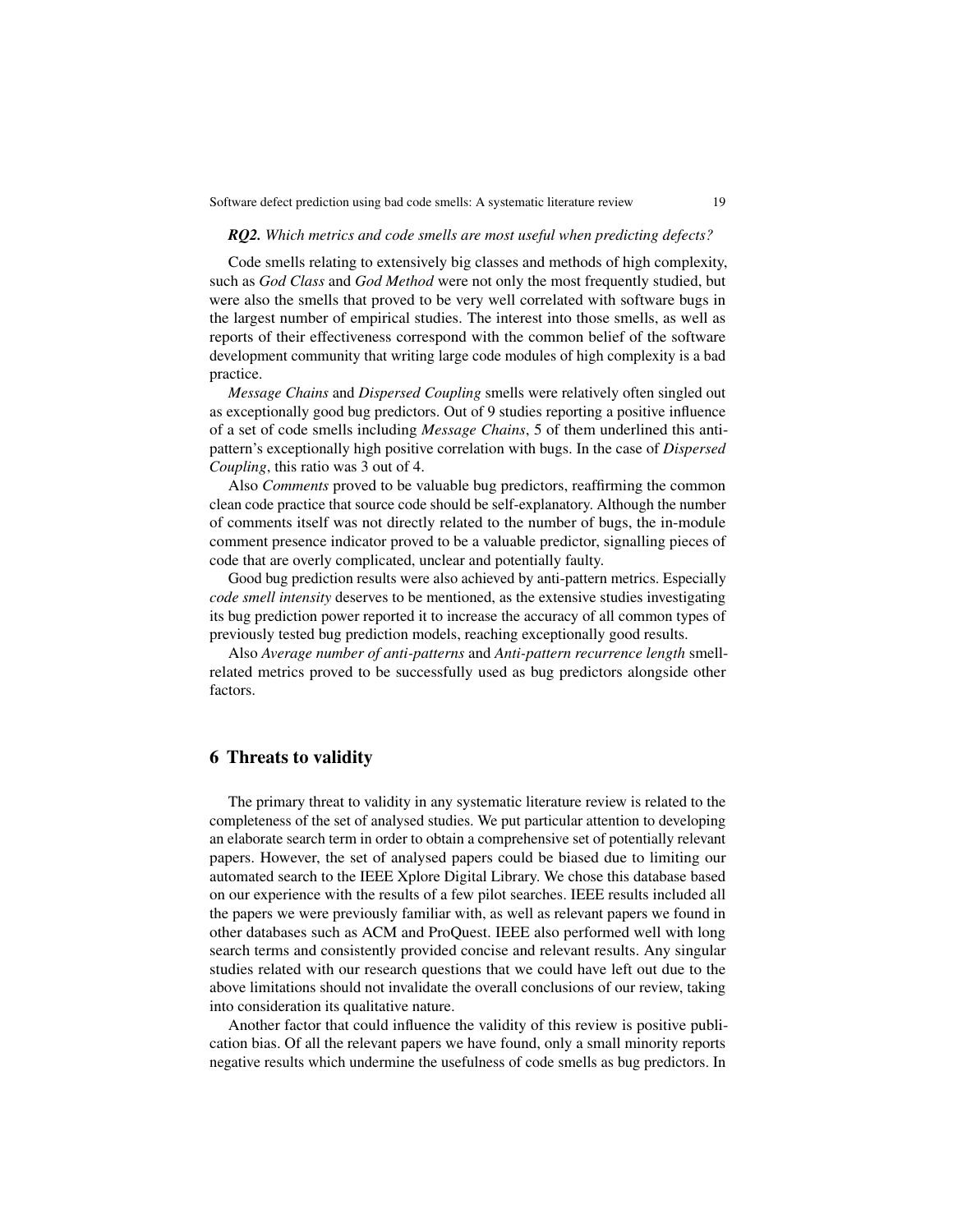***RQ2.*** *Which metrics and code smells are most useful when predicting defects?*

Code smells relating to extensively big classes and methods of high complexity, such as *God Class* and *God Method* were not only the most frequently studied, but were also the smells that proved to be very well correlated with software bugs in the largest number of empirical studies. The interest into those smells, as well as reports of their effectiveness correspond with the common belief of the software development community that writing large code modules of high complexity is a bad practice.

*Message Chains* and *Dispersed Coupling* smells were relatively often singled out as exceptionally good bug predictors. Out of 9 studies reporting a positive influence of a set of code smells including *Message Chains*, 5 of them underlined this anti-pattern's exceptionally high positive correlation with bugs. In the case of *Dispersed Coupling*, this ratio was 3 out of 4.

Also *Comments* proved to be valuable bug predictors, reaffirming the common clean code practice that source code should be self-explanatory. Although the number of comments itself was not directly related to the number of bugs, the in-module comment presence indicator proved to be a valuable predictor, signalling pieces of code that are overly complicated, unclear and potentially faulty.

Good bug prediction results were also achieved by anti-pattern metrics. Especially *code smell intensity* deserves to be mentioned, as the extensive studies investigating its bug prediction power reported it to increase the accuracy of all common types of previously tested bug prediction models, reaching exceptionally good results.

Also *Average number of anti-patterns* and *Anti-pattern recurrence length* smell-related metrics proved to be successfully used as bug predictors alongside other factors.

## 6 Threats to validity

The primary threat to validity in any systematic literature review is related to the completeness of the set of analysed studies. We put particular attention to developing an elaborate search term in order to obtain a comprehensive set of potentially relevant papers. However, the set of analysed papers could be biased due to limiting our automated search to the IEEE Xplore Digital Library. We chose this database based on our experience with the results of a few pilot searches. IEEE results included all the papers we were previously familiar with, as well as relevant papers we found in other databases such as ACM and ProQuest. IEEE also performed well with long search terms and consistently provided concise and relevant results. Any singular studies related with our research questions that we could have left out due to the above limitations should not invalidate the overall conclusions of our review, taking into consideration its qualitative nature.

Another factor that could influence the validity of this review is positive publication bias. Of all the relevant papers we have found, only a small minority reports negative results which undermine the usefulness of code smells as bug predictors. In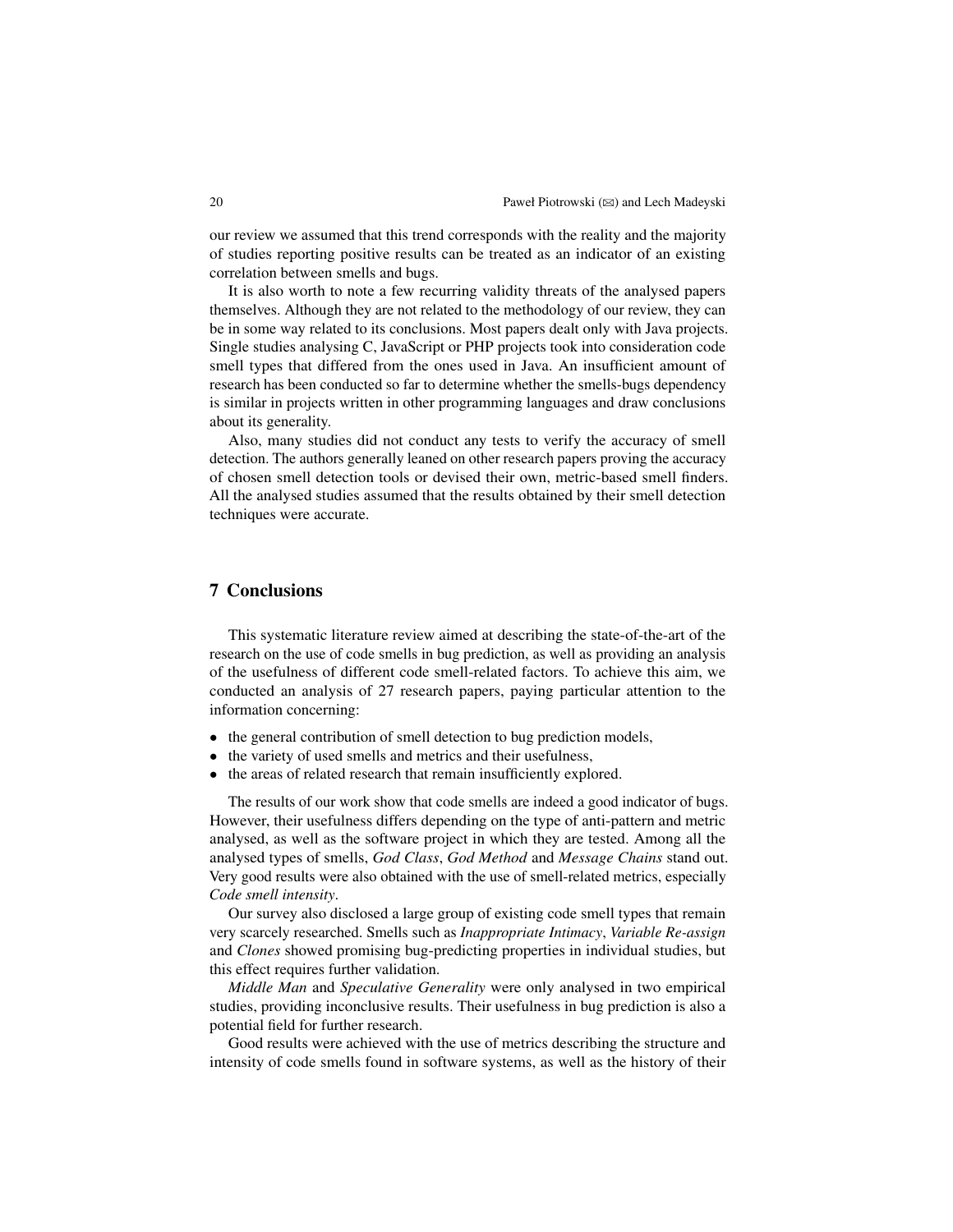our review we assumed that this trend corresponds with the reality and the majority of studies reporting positive results can be treated as an indicator of an existing correlation between smells and bugs.

It is also worth to note a few recurring validity threats of the analysed papers themselves. Although they are not related to the methodology of our review, they can be in some way related to its conclusions. Most papers dealt only with Java projects. Single studies analysing C, JavaScript or PHP projects took into consideration code smell types that differed from the ones used in Java. An insufficient amount of research has been conducted so far to determine whether the smells-bugs dependency is similar in projects written in other programming languages and draw conclusions about its generality.

Also, many studies did not conduct any tests to verify the accuracy of smell detection. The authors generally leaned on other research papers proving the accuracy of chosen smell detection tools or devised their own, metric-based smell finders. All the analysed studies assumed that the results obtained by their smell detection techniques were accurate.

## 7 Conclusions

This systematic literature review aimed at describing the state-of-the-art of the research on the use of code smells in bug prediction, as well as providing an analysis of the usefulness of different code smell-related factors. To achieve this aim, we conducted an analysis of 27 research papers, paying particular attention to the information concerning:

- the general contribution of smell detection to bug prediction models,
- the variety of used smells and metrics and their usefulness,
- the areas of related research that remain insufficiently explored.

The results of our work show that code smells are indeed a good indicator of bugs. However, their usefulness differs depending on the type of anti-pattern and metric analysed, as well as the software project in which they are tested. Among all the analysed types of smells, *God Class*, *God Method* and *Message Chains* stand out. Very good results were also obtained with the use of smell-related metrics, especially *Code smell intensity*.

Our survey also disclosed a large group of existing code smell types that remain very scarcely researched. Smells such as *Inappropriate Intimacy*, *Variable Re-assign* and *Clones* showed promising bug-predicting properties in individual studies, but this effect requires further validation.

*Middle Man* and *Speculative Generality* were only analysed in two empirical studies, providing inconclusive results. Their usefulness in bug prediction is also a potential field for further research.

Good results were achieved with the use of metrics describing the structure and intensity of code smells found in software systems, as well as the history of their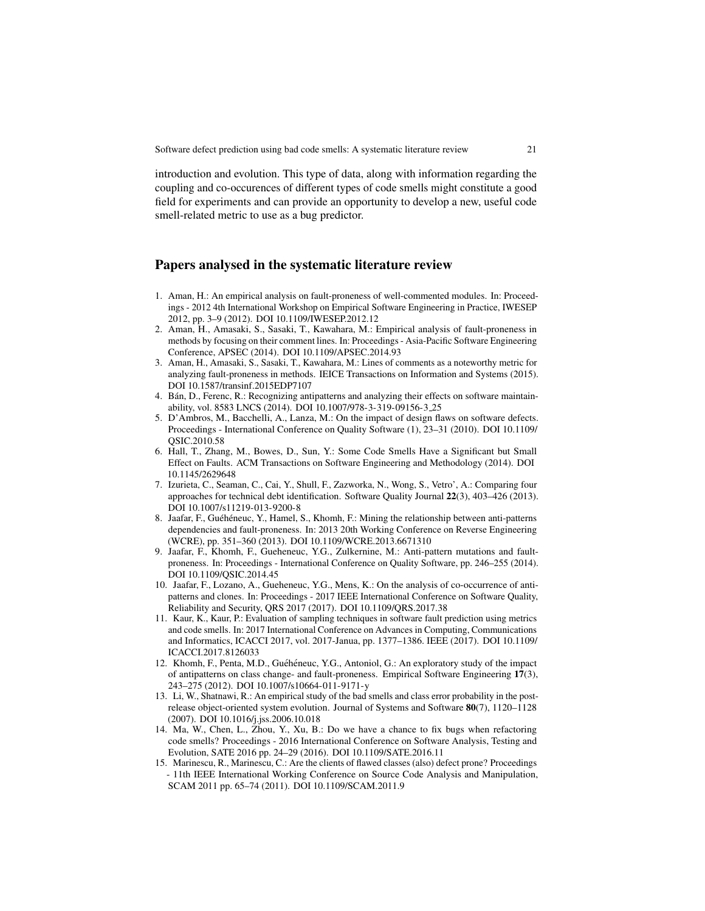introduction and evolution. This type of data, along with information regarding the coupling and co-occurences of different types of code smells might constitute a good field for experiments and can provide an opportunity to develop a new, useful code smell-related metric to use as a bug predictor.

## Papers analysed in the systematic literature review

1. Aman, H.: An empirical analysis on fault-proneness of well-commented modules. In: Proceedings - 2012 4th International Workshop on Empirical Software Engineering in Practice, IWESEP 2012, pp. 3–9 (2012). DOI 10.1109/IWESEP.2012.12
2. Aman, H., Amasaki, S., Sasaki, T., Kawahara, M.: Empirical analysis of fault-proneness in methods by focusing on their comment lines. In: Proceedings - Asia-Pacific Software Engineering Conference, APSEC (2014). DOI 10.1109/APSEC.2014.93
3. Aman, H., Amasaki, S., Sasaki, T., Kawahara, M.: Lines of comments as a noteworthy metric for analyzing fault-proneness in methods. IEICE Transactions on Information and Systems (2015). DOI 10.1587/transinf.2015EDP7107
4. Bán, D., Ferenc, R.: Recognizing antipatterns and analyzing their effects on software maintainability, vol. 8583 LNCS (2014). DOI 10.1007/978-3-319-09156-3_25
5. D'Ambros, M., Bacchelli, A., Lanza, M.: On the impact of design flaws on software defects. Proceedings - International Conference on Quality Software (1), 23–31 (2010). DOI 10.1109/QSIC.2010.58
6. Hall, T., Zhang, M., Bowes, D., Sun, Y.: Some Code Smells Have a Significant but Small Effect on Faults. ACM Transactions on Software Engineering and Methodology (2014). DOI 10.1145/2629648
7. Izurieta, C., Seaman, C., Cai, Y., Shull, F., Zazworka, N., Wong, S., Vetro', A.: Comparing four approaches for technical debt identification. Software Quality Journal **22**(3), 403–426 (2013). DOI 10.1007/s11219-013-9200-8
8. Jaafar, F., Guéhéneuc, Y., Hamel, S., Khomh, F.: Mining the relationship between anti-patterns dependencies and fault-proneness. In: 2013 20th Working Conference on Reverse Engineering (WCRE), pp. 351–360 (2013). DOI 10.1109/WCRE.2013.6671310
9. Jaafar, F., Khomh, F., Gueheneuc, Y.G., Zulkernine, M.: Anti-pattern mutations and fault-proneness. In: Proceedings - International Conference on Quality Software, pp. 246–255 (2014). DOI 10.1109/QSIC.2014.45
10. Jaafar, F., Lozano, A., Gueheneuc, Y.G., Mens, K.: On the analysis of co-occurrence of anti-patterns and clones. In: Proceedings - 2017 IEEE International Conference on Software Quality, Reliability and Security, QRS 2017 (2017). DOI 10.1109/QRS.2017.38
11. Kaur, K., Kaur, P.: Evaluation of sampling techniques in software fault prediction using metrics and code smells. In: 2017 International Conference on Advances in Computing, Communications and Informatics, ICACCI 2017, vol. 2017-Janua, pp. 1377–1386. IEEE (2017). DOI 10.1109/ICACCI.2017.8126033
12. Khomh, F., Penta, M.D., Guéhéneuc, Y.G., Antoniol, G.: An exploratory study of the impact of antipatterns on class change- and fault-proneness. Empirical Software Engineering **17**(3), 243–275 (2012). DOI 10.1007/s10664-011-9171-y
13. Li, W., Shatnawi, R.: An empirical study of the bad smells and class error probability in the post-release object-oriented system evolution. Journal of Systems and Software **80**(7), 1120–1128 (2007). DOI 10.1016/j.jss.2006.10.018
14. Ma, W., Chen, L., Zhou, Y., Xu, B.: Do we have a chance to fix bugs when refactoring code smells? Proceedings - 2016 International Conference on Software Analysis, Testing and Evolution, SATE 2016 pp. 24–29 (2016). DOI 10.1109/SATE.2016.11
15. Marinescu, R., Marinescu, C.: Are the clients of flawed classes (also) defect prone? Proceedings - 11th IEEE International Working Conference on Source Code Analysis and Manipulation, SCAM 2011 pp. 65–74 (2011). DOI 10.1109/SCAM.2011.9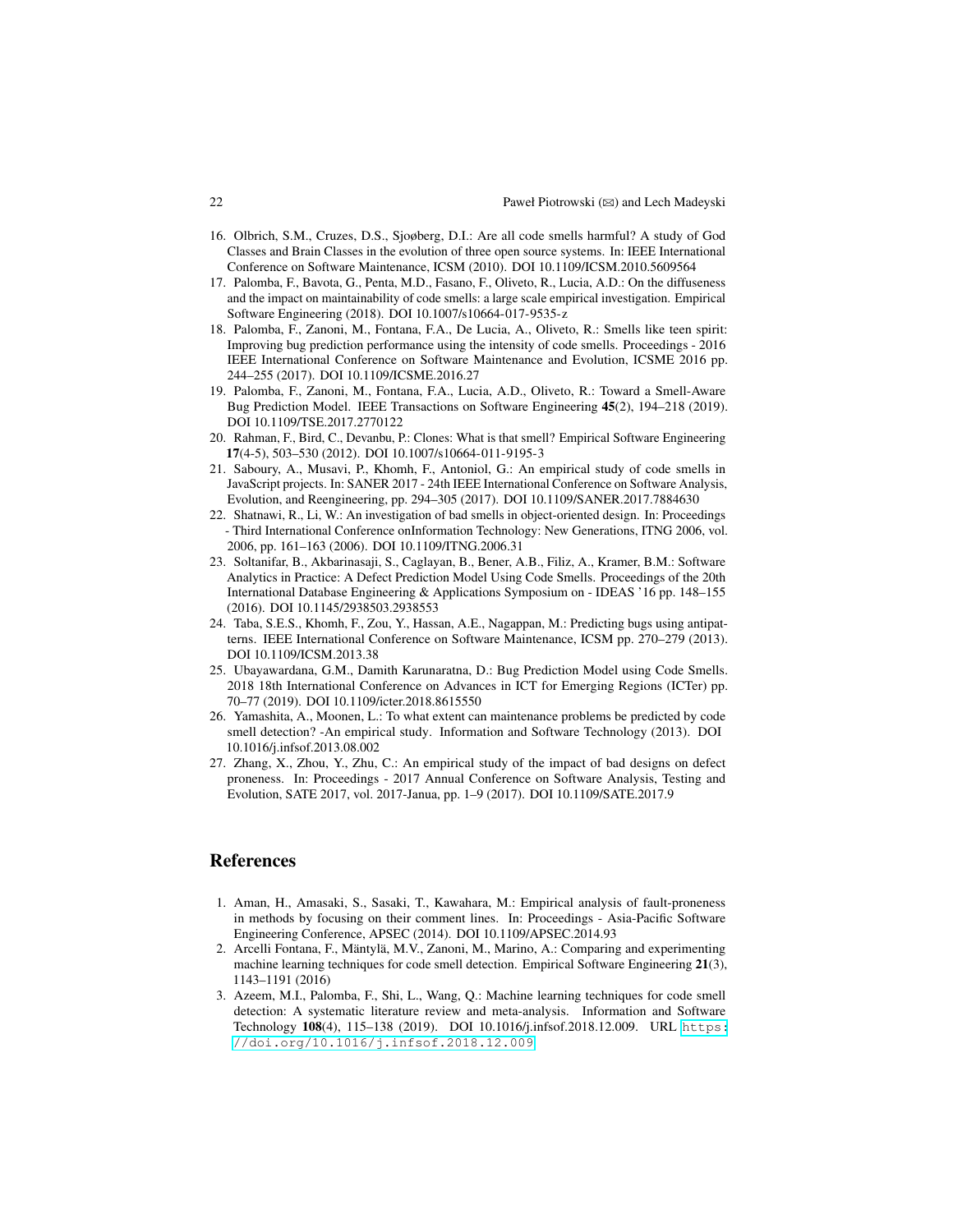16. Olbrich, S.M., Cruzes, D.S., Sjoøberg, D.I.: Are all code smells harmful? A study of God Classes and Brain Classes in the evolution of three open source systems. In: IEEE International Conference on Software Maintenance, ICSM (2010). DOI 10.1109/ICSM.2010.5609564
17. Palomba, F., Bavota, G., Penta, M.D., Fasano, F., Oliveto, R., Lucia, A.D.: On the diffuseness and the impact on maintainability of code smells: a large scale empirical investigation. Empirical Software Engineering (2018). DOI 10.1007/s10664-017-9535-z
18. Palomba, F., Zanoni, M., Fontana, F.A., De Lucia, A., Oliveto, R.: Smells like teen spirit: Improving bug prediction performance using the intensity of code smells. Proceedings - 2016 IEEE International Conference on Software Maintenance and Evolution, ICSME 2016 pp. 244–255 (2017). DOI 10.1109/ICSME.2016.27
19. Palomba, F., Zanoni, M., Fontana, F.A., Lucia, A.D., Oliveto, R.: Toward a Smell-Aware Bug Prediction Model. IEEE Transactions on Software Engineering **45**(2), 194–218 (2019). DOI 10.1109/TSE.2017.2770122
20. Rahman, F., Bird, C., Devanbu, P.: Clones: What is that smell? Empirical Software Engineering **17**(4-5), 503–530 (2012). DOI 10.1007/s10664-011-9195-3
21. Saboury, A., Musavi, P., Khomh, F., Antoniol, G.: An empirical study of code smells in JavaScript projects. In: SANER 2017 - 24th IEEE International Conference on Software Analysis, Evolution, and Reengineering, pp. 294–305 (2017). DOI 10.1109/SANER.2017.7884630
22. Shatnawi, R., Li, W.: An investigation of bad smells in object-oriented design. In: Proceedings - Third International Conference onInformation Technology: New Generations, ITNG 2006, vol. 2006, pp. 161–163 (2006). DOI 10.1109/ITNG.2006.31
23. Soltanifar, B., Akbarinasaji, S., Caglayan, B., Bener, A.B., Filiz, A., Kramer, B.M.: Software Analytics in Practice: A Defect Prediction Model Using Code Smells. Proceedings of the 20th International Database Engineering & Applications Symposium on - IDEAS '16 pp. 148–155 (2016). DOI 10.1145/2938503.2938553
24. Taba, S.E.S., Khomh, F., Zou, Y., Hassan, A.E., Nagappan, M.: Predicting bugs using antipatterns. IEEE International Conference on Software Maintenance, ICSM pp. 270–279 (2013). DOI 10.1109/ICSM.2013.38
25. Ubayawardana, G.M., Damith Karunaratna, D.: Bug Prediction Model using Code Smells. 2018 18th International Conference on Advances in ICT for Emerging Regions (ICTer) pp. 70–77 (2019). DOI 10.1109/icter.2018.8615550
26. Yamashita, A., Moonen, L.: To what extent can maintenance problems be predicted by code smell detection? -An empirical study. Information and Software Technology (2013). DOI 10.1016/j.infsof.2013.08.002
27. Zhang, X., Zhou, Y., Zhu, C.: An empirical study of the impact of bad designs on defect proneness. In: Proceedings - 2017 Annual Conference on Software Analysis, Testing and Evolution, SATE 2017, vol. 2017-Janua, pp. 1–9 (2017). DOI 10.1109/SATE.2017.9

## References

1. Aman, H., Amasaki, S., Sasaki, T., Kawahara, M.: Empirical analysis of fault-proneness in methods by focusing on their comment lines. In: Proceedings - Asia-Pacific Software Engineering Conference, APSEC (2014). DOI 10.1109/APSEC.2014.93
2. Arcelli Fontana, F., Mäntylä, M.V., Zanoni, M., Marino, A.: Comparing and experimenting machine learning techniques for code smell detection. Empirical Software Engineering **21**(3), 1143–1191 (2016)
3. Azeem, M.I., Palomba, F., Shi, L., Wang, Q.: Machine learning techniques for code smell detection: A systematic literature review and meta-analysis. Information and Software Technology **108**(4), 115–138 (2019). DOI 10.1016/j.infsof.2018.12.009. URL https://doi.org/10.1016/j.infsof.2018.12.009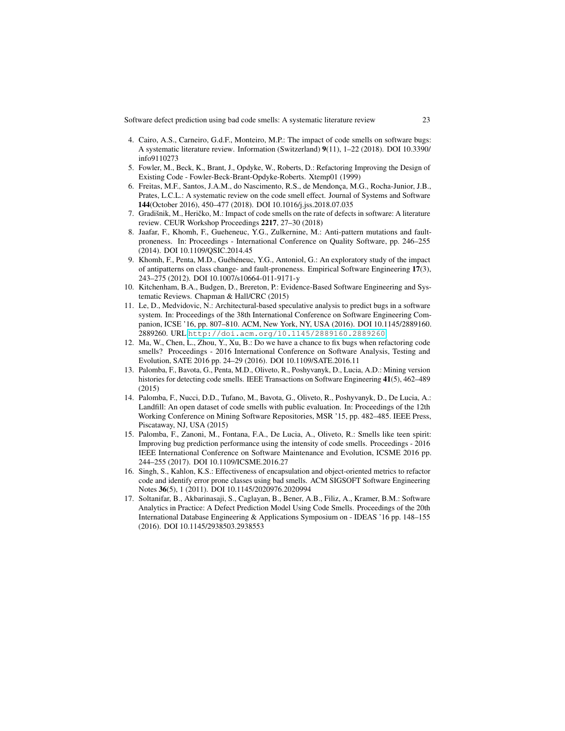4. Cairo, A.S., Carneiro, G.d.F., Monteiro, M.P.: The impact of code smells on software bugs: A systematic literature review. Information (Switzerland) **9**(11), 1–22 (2018). DOI 10.3390/info9110273
5. Fowler, M., Beck, K., Brant, J., Opdyke, W., Roberts, D.: Refactoring Improving the Design of Existing Code - Fowler-Beck-Brant-Opdyke-Roberts. Xtemp01 (1999)
6. Freitas, M.F., Santos, J.A.M., do Nascimento, R.S., de Mendonça, M.G., Rocha-Junior, J.B., Prates, L.C.L.: A systematic review on the code smell effect. Journal of Systems and Software **144**(October 2016), 450–477 (2018). DOI 10.1016/j.jss.2018.07.035
7. Gradišnik, M., Heričko, M.: Impact of code smells on the rate of defects in software: A literature review. CEUR Workshop Proceedings **2217**, 27–30 (2018)
8. Jaafar, F., Khomh, F., Gueheneuc, Y.G., Zulkernine, M.: Anti-pattern mutations and fault-proneness. In: Proceedings - International Conference on Quality Software, pp. 246–255 (2014). DOI 10.1109/QSIC.2014.45
9. Khomh, F., Penta, M.D., Guéhéneuc, Y.G., Antoniol, G.: An exploratory study of the impact of antipatterns on class change- and fault-proneness. Empirical Software Engineering **17**(3), 243–275 (2012). DOI 10.1007/s10664-011-9171-y
10. Kitchenham, B.A., Budgen, D., Brereton, P.: Evidence-Based Software Engineering and Systematic Reviews. Chapman & Hall/CRC (2015)
11. Le, D., Medvidovic, N.: Architectural-based speculative analysis to predict bugs in a software system. In: Proceedings of the 38th International Conference on Software Engineering Companion, ICSE '16, pp. 807–810. ACM, New York, NY, USA (2016). DOI 10.1145/2889160.2889260. URL http://doi.acm.org/10.1145/2889160.2889260
12. Ma, W., Chen, L., Zhou, Y., Xu, B.: Do we have a chance to fix bugs when refactoring code smells? Proceedings - 2016 International Conference on Software Analysis, Testing and Evolution, SATE 2016 pp. 24–29 (2016). DOI 10.1109/SATE.2016.11
13. Palomba, F., Bavota, G., Penta, M.D., Oliveto, R., Poshyvanyk, D., Lucia, A.D.: Mining version histories for detecting code smells. IEEE Transactions on Software Engineering **41**(5), 462–489 (2015)
14. Palomba, F., Nucci, D.D., Tufano, M., Bavota, G., Oliveto, R., Poshyvanyk, D., De Lucia, A.: Landfill: An open dataset of code smells with public evaluation. In: Proceedings of the 12th Working Conference on Mining Software Repositories, MSR '15, pp. 482–485. IEEE Press, Piscataway, NJ, USA (2015)
15. Palomba, F., Zanoni, M., Fontana, F.A., De Lucia, A., Oliveto, R.: Smells like teen spirit: Improving bug prediction performance using the intensity of code smells. Proceedings - 2016 IEEE International Conference on Software Maintenance and Evolution, ICSME 2016 pp. 244–255 (2017). DOI 10.1109/ICSME.2016.27
16. Singh, S., Kahlon, K.S.: Effectiveness of encapsulation and object-oriented metrics to refactor code and identify error prone classes using bad smells. ACM SIGSOFT Software Engineering Notes **36**(5), 1 (2011). DOI 10.1145/2020976.2020994
17. Soltanifar, B., Akbarinasaji, S., Caglayan, B., Bener, A.B., Filiz, A., Kramer, B.M.: Software Analytics in Practice: A Defect Prediction Model Using Code Smells. Proceedings of the 20th International Database Engineering & Applications Symposium on - IDEAS '16 pp. 148–155 (2016). DOI 10.1145/2938503.2938553